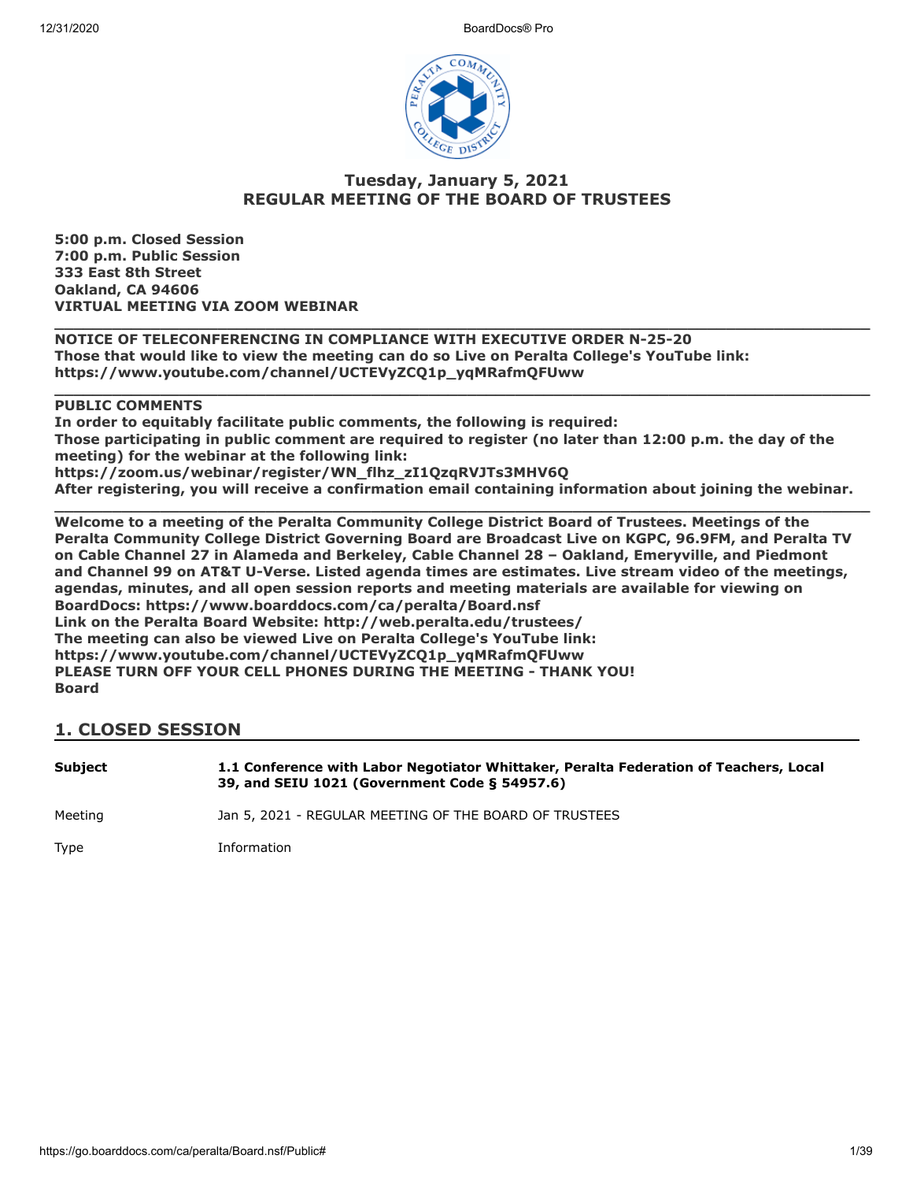# Tuesday, January 5, 2021
# REGULAR MEETING OF THE BOARD OF TRUSTEES

**5:00 p.m. Closed Session**
**7:00 p.m. Public Session**
**333 East 8th Street**
**Oakland, CA 94606**
**VIRTUAL MEETING VIA ZOOM WEBINAR**

---

**NOTICE OF TELECONFERENCING IN COMPLIANCE WITH EXECUTIVE ORDER N-25-20**
**Those that would like to view the meeting can do so Live on Peralta College's YouTube link: https://www.youtube.com/channel/UCTEVyZCQ1p_yqMRafmQFUww**

---

**PUBLIC COMMENTS**
**In order to equitably facilitate public comments, the following is required:**
**Those participating in public comment are required to register (no later than 12:00 p.m. the day of the meeting) for the webinar at the following link:**
**https://zoom.us/webinar/register/WN_flhz_zI1QzqRVJTs3MHV6Q**
**After registering, you will receive a confirmation email containing information about joining the webinar.**

---

**Welcome to a meeting of the Peralta Community College District Board of Trustees. Meetings of the Peralta Community College District Governing Board are Broadcast Live on KGPC, 96.9FM, and Peralta TV on Cable Channel 27 in Alameda and Berkeley, Cable Channel 28 – Oakland, Emeryville, and Piedmont and Channel 99 on AT&T U-Verse. Listed agenda times are estimates. Live stream video of the meetings, agendas, minutes, and all open session reports and meeting materials are available for viewing on BoardDocs: https://www.boarddocs.com/ca/peralta/Board.nsf**
**Link on the Peralta Board Website: http://web.peralta.edu/trustees/**
**The meeting can also be viewed Live on Peralta College's YouTube link:**
**https://www.youtube.com/channel/UCTEVyZCQ1p_yqMRafmQFUww**
**PLEASE TURN OFF YOUR CELL PHONES DURING THE MEETING - THANK YOU!**
**Board**

## 1. CLOSED SESSION

| | |
|---|---|
| **Subject** | **1.1 Conference with Labor Negotiator Whittaker, Peralta Federation of Teachers, Local 39, and SEIU 1021 (Government Code § 54957.6)** |
| Meeting | Jan 5, 2021 - REGULAR MEETING OF THE BOARD OF TRUSTEES |
| Type | Information |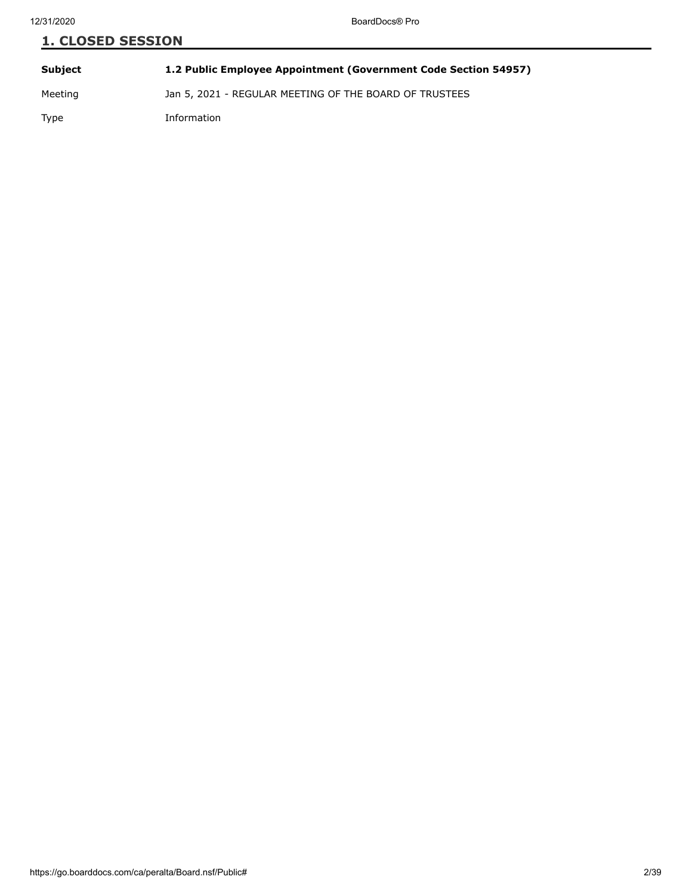## 1. CLOSED SESSION

| **Subject** | **1.2 Public Employee Appointment (Government Code Section 54957)** |
|---|---|
| Meeting | Jan 5, 2021 - REGULAR MEETING OF THE BOARD OF TRUSTEES |
| Type | Information |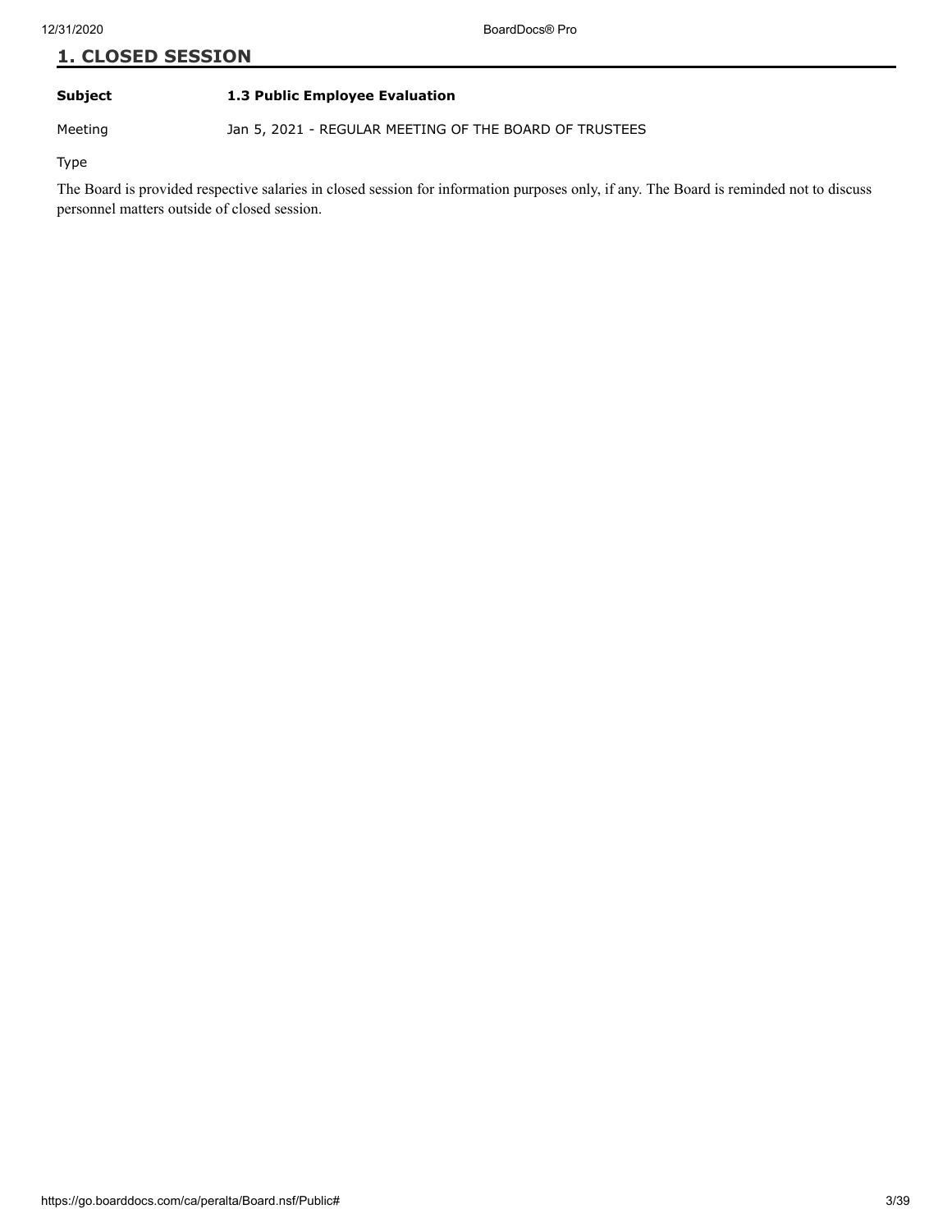## 1. CLOSED SESSION

**Subject** **1.3 Public Employee Evaluation**

Meeting Jan 5, 2021 - REGULAR MEETING OF THE BOARD OF TRUSTEES

Type

The Board is provided respective salaries in closed session for information purposes only, if any. The Board is reminded not to discuss personnel matters outside of closed session.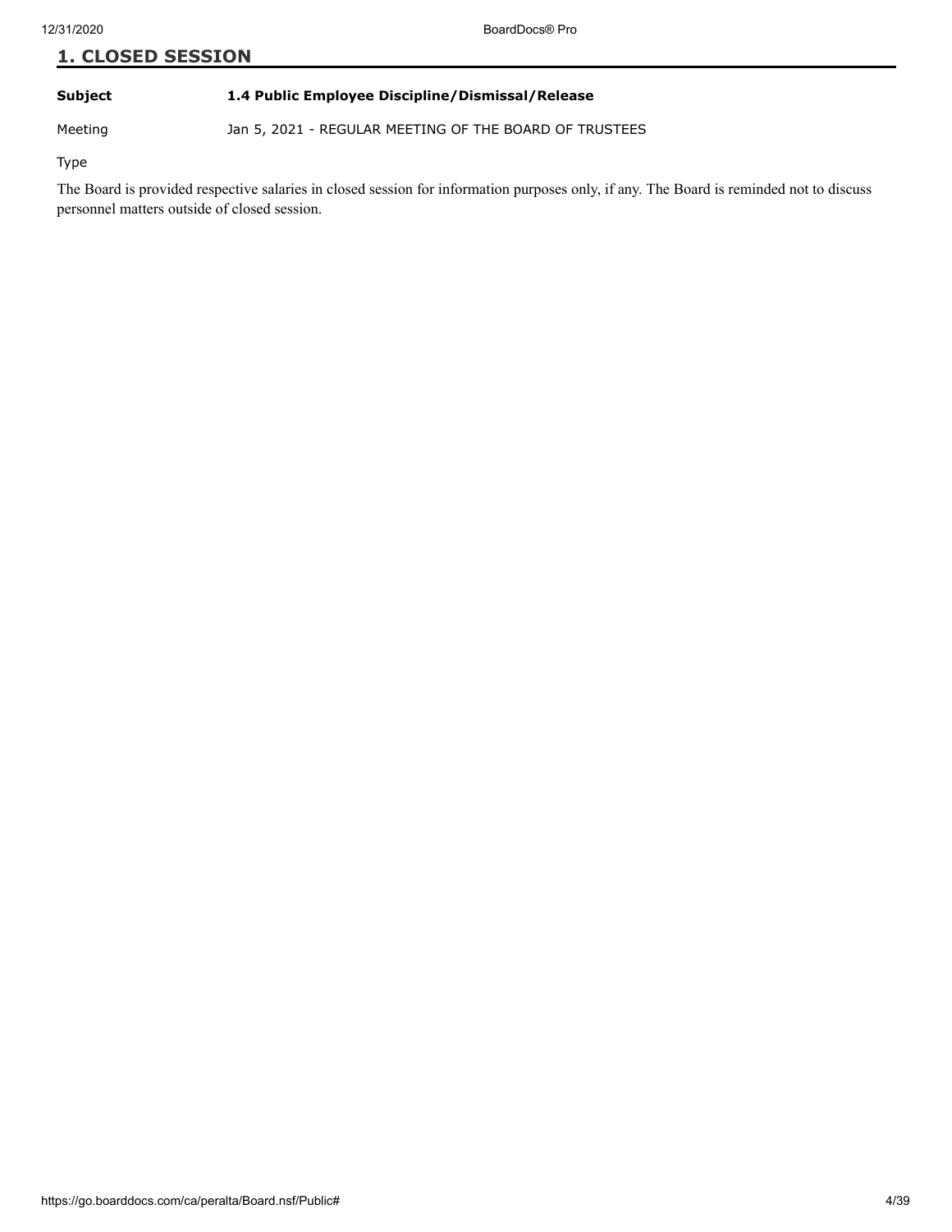## 1. CLOSED SESSION

**Subject** **1.4 Public Employee Discipline/Dismissal/Release**

Meeting Jan 5, 2021 - REGULAR MEETING OF THE BOARD OF TRUSTEES

Type

The Board is provided respective salaries in closed session for information purposes only, if any. The Board is reminded not to discuss personnel matters outside of closed session.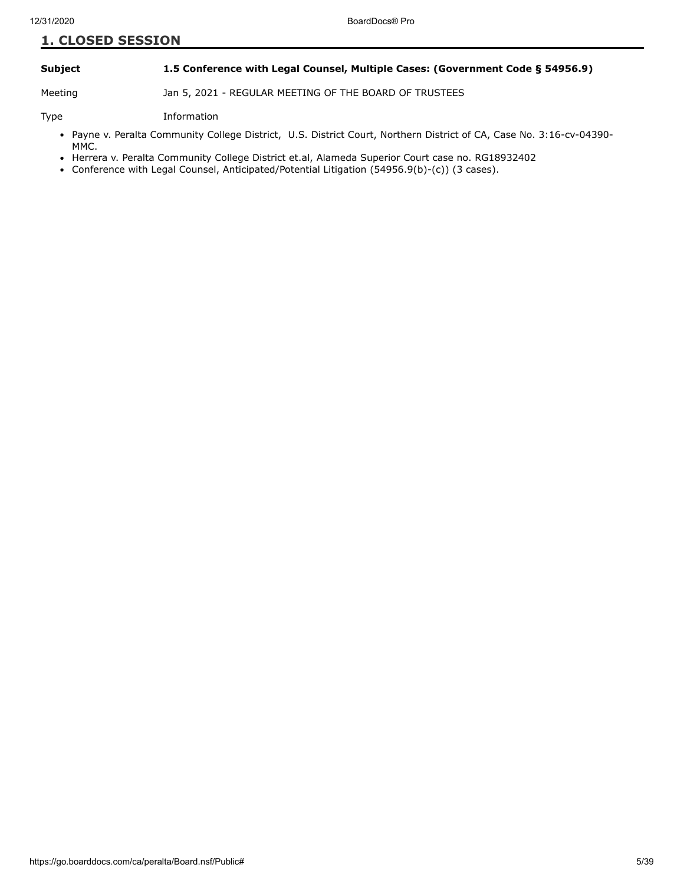## 1. CLOSED SESSION

**Subject** **1.5 Conference with Legal Counsel, Multiple Cases: (Government Code § 54956.9)**

Meeting Jan 5, 2021 - REGULAR MEETING OF THE BOARD OF TRUSTEES

Type Information

- Payne v. Peralta Community College District, U.S. District Court, Northern District of CA, Case No. 3:16-cv-04390-MMC.
- Herrera v. Peralta Community College District et.al, Alameda Superior Court case no. RG18932402
- Conference with Legal Counsel, Anticipated/Potential Litigation (54956.9(b)-(c)) (3 cases).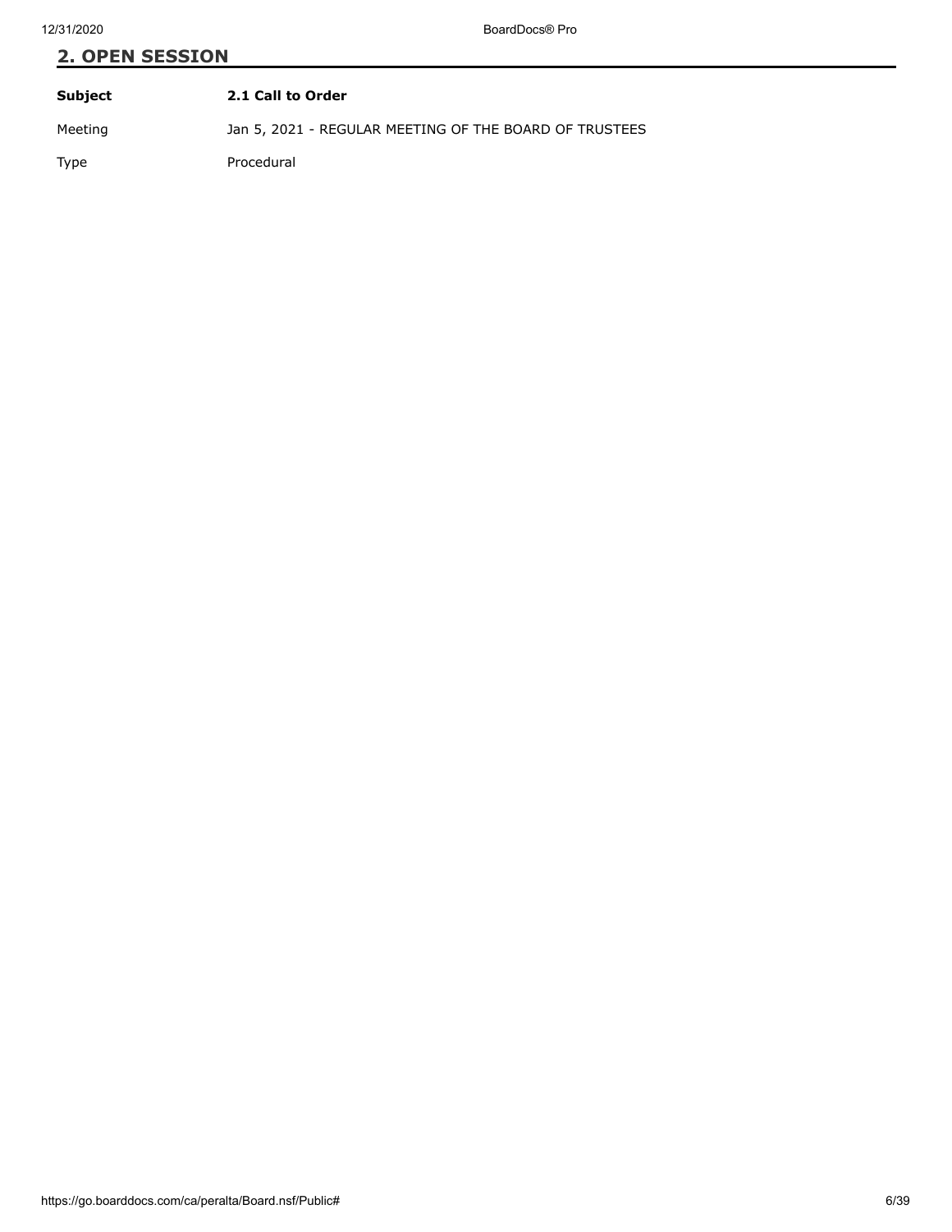## 2. OPEN SESSION

| **Subject** | **2.1 Call to Order** |
|---|---|
| Meeting | Jan 5, 2021 - REGULAR MEETING OF THE BOARD OF TRUSTEES |
| Type | Procedural |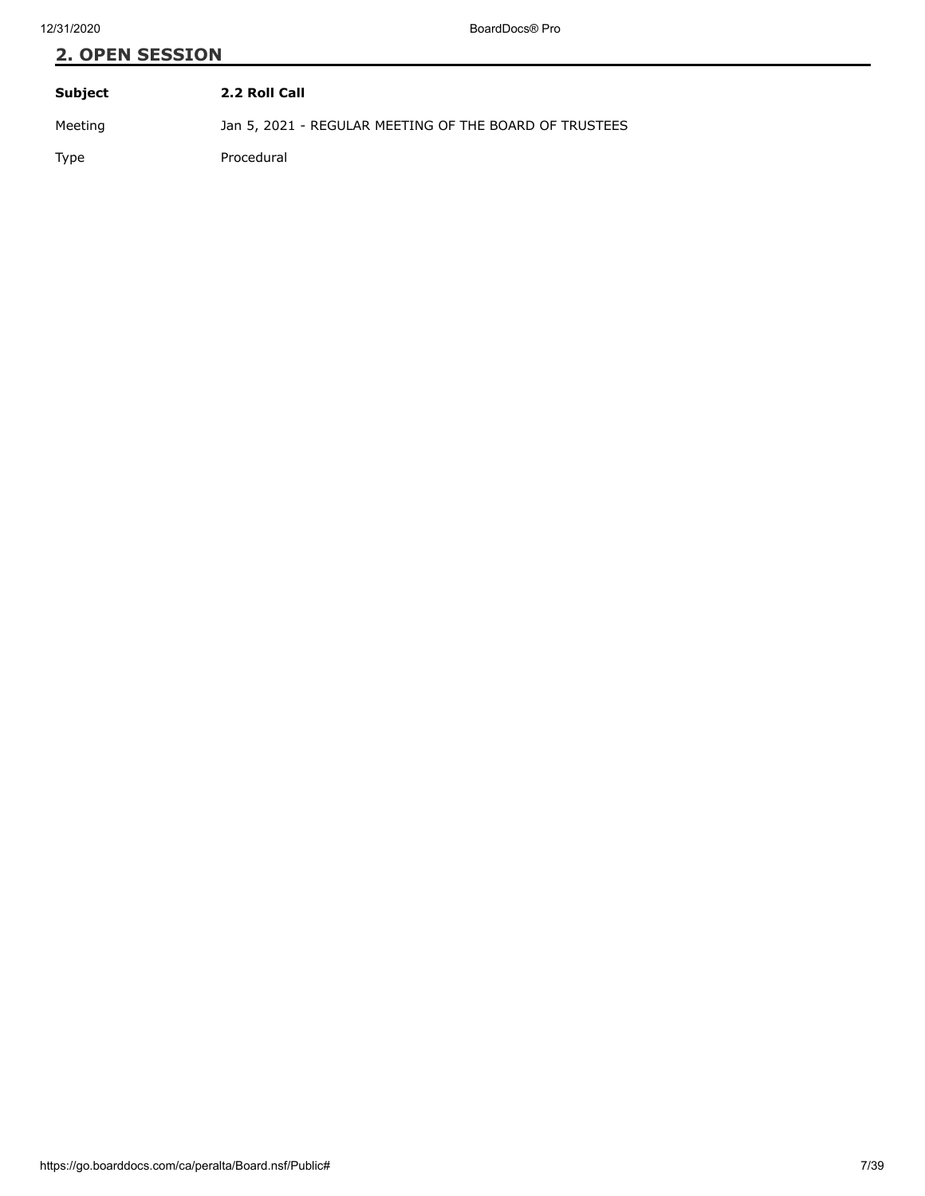## 2. OPEN SESSION

| **Subject** | **2.2 Roll Call** |
|---|---|
| Meeting | Jan 5, 2021 - REGULAR MEETING OF THE BOARD OF TRUSTEES |
| Type | Procedural |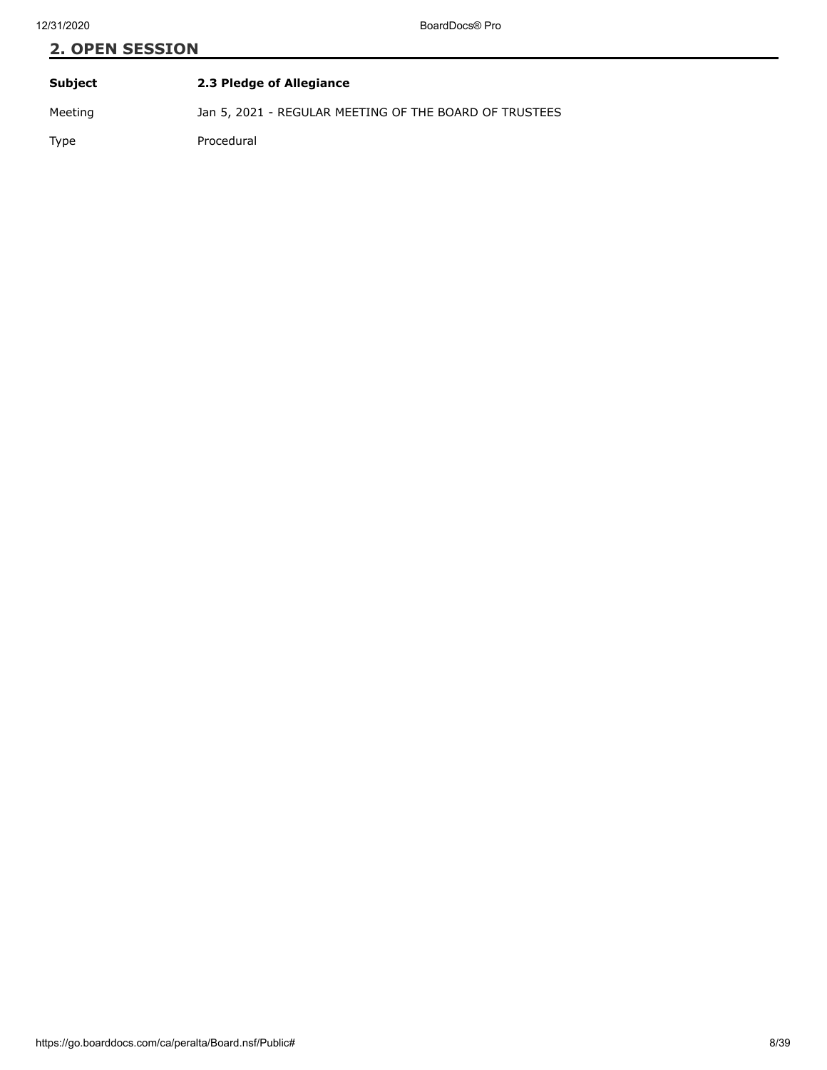## 2. OPEN SESSION

| **Subject** | **2.3 Pledge of Allegiance** |
| --- | --- |
| Meeting | Jan 5, 2021 - REGULAR MEETING OF THE BOARD OF TRUSTEES |
| Type | Procedural |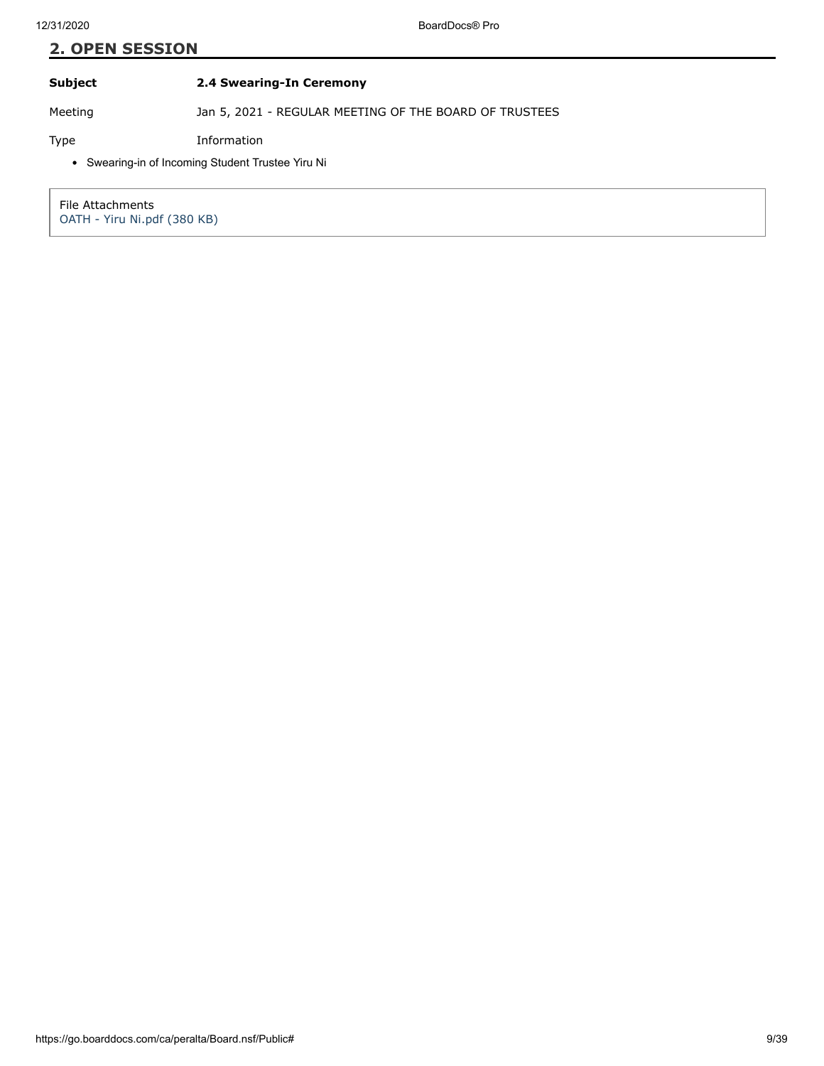## 2. OPEN SESSION

| | |
|---|---|
| **Subject** | **2.4 Swearing-In Ceremony** |
| Meeting | Jan 5, 2021 - REGULAR MEETING OF THE BOARD OF TRUSTEES |
| Type | Information |

- Swearing-in of Incoming Student Trustee Yiru Ni

File Attachments
OATH - Yiru Ni.pdf (380 KB)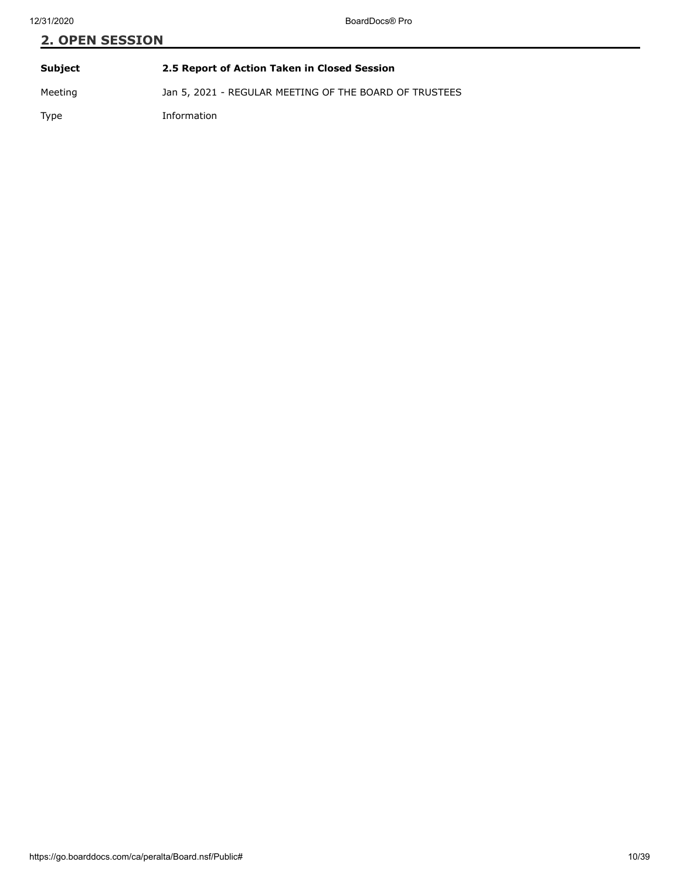## 2. OPEN SESSION

| **Subject** | **2.5 Report of Action Taken in Closed Session** |
| --- | --- |
| Meeting | Jan 5, 2021 - REGULAR MEETING OF THE BOARD OF TRUSTEES |
| Type | Information |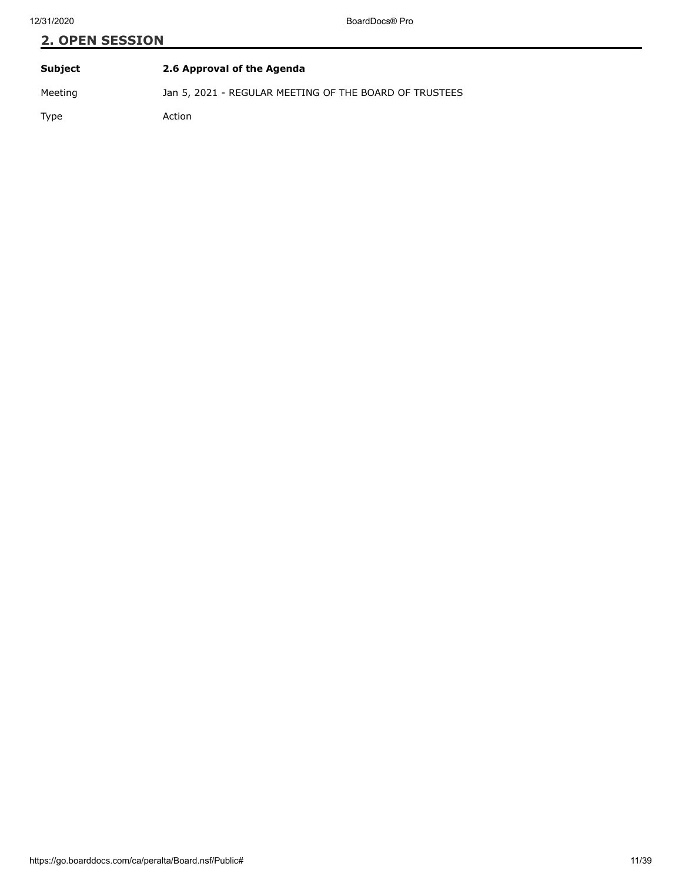## 2. OPEN SESSION

| **Subject** | **2.6 Approval of the Agenda** |
| --- | --- |
| Meeting | Jan 5, 2021 - REGULAR MEETING OF THE BOARD OF TRUSTEES |
| Type | Action |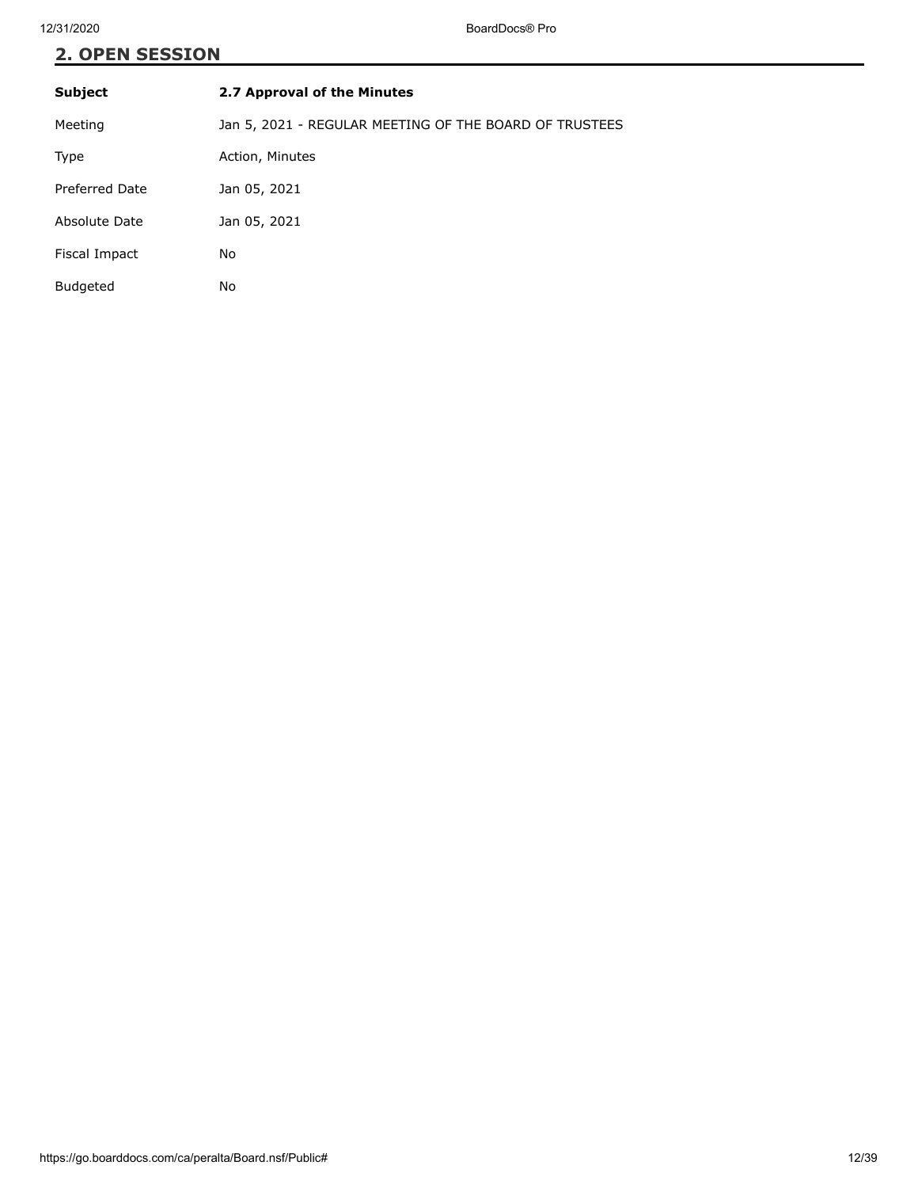## 2. OPEN SESSION

| **Subject** | **2.7 Approval of the Minutes** |
|---|---|
| Meeting | Jan 5, 2021 - REGULAR MEETING OF THE BOARD OF TRUSTEES |
| Type | Action, Minutes |
| Preferred Date | Jan 05, 2021 |
| Absolute Date | Jan 05, 2021 |
| Fiscal Impact | No |
| Budgeted | No |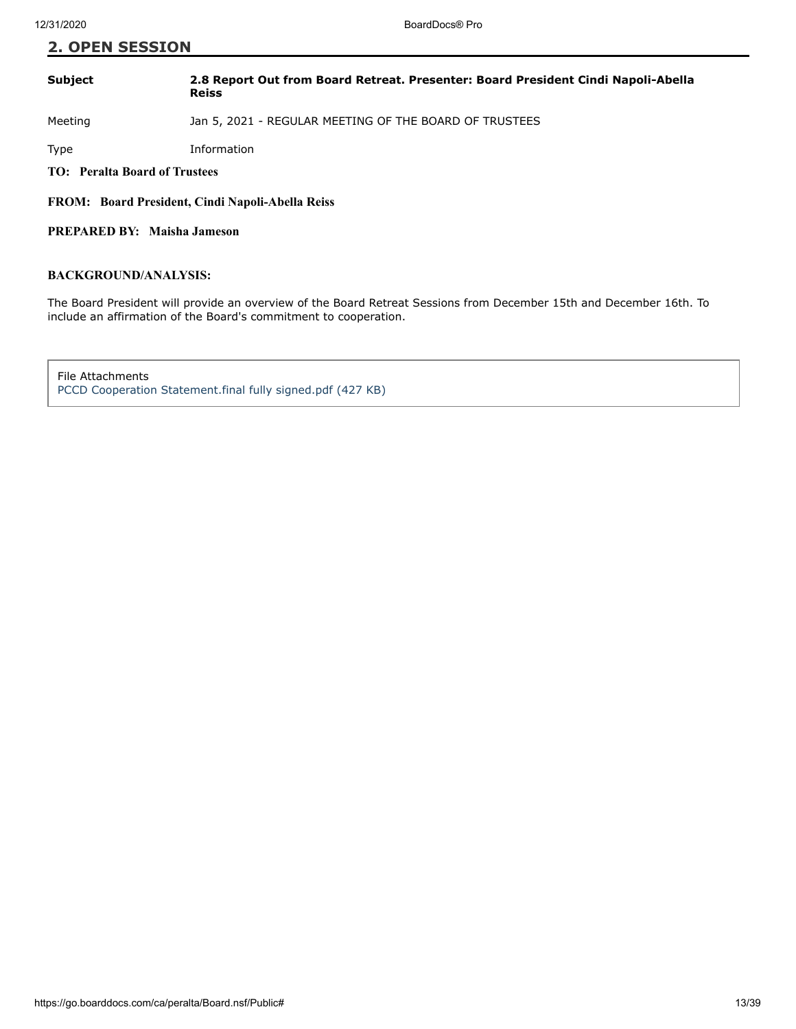## 2. OPEN SESSION

| | |
|---|---|
| **Subject** | **2.8 Report Out from Board Retreat. Presenter: Board President Cindi Napoli-Abella Reiss** |
| Meeting | Jan 5, 2021 - REGULAR MEETING OF THE BOARD OF TRUSTEES |
| Type | Information |

**TO: Peralta Board of Trustees**

**FROM: Board President, Cindi Napoli-Abella Reiss**

**PREPARED BY: Maisha Jameson**

**BACKGROUND/ANALYSIS:**

The Board President will provide an overview of the Board Retreat Sessions from December 15th and December 16th. To include an affirmation of the Board's commitment to cooperation.

File Attachments
PCCD Cooperation Statement.final fully signed.pdf (427 KB)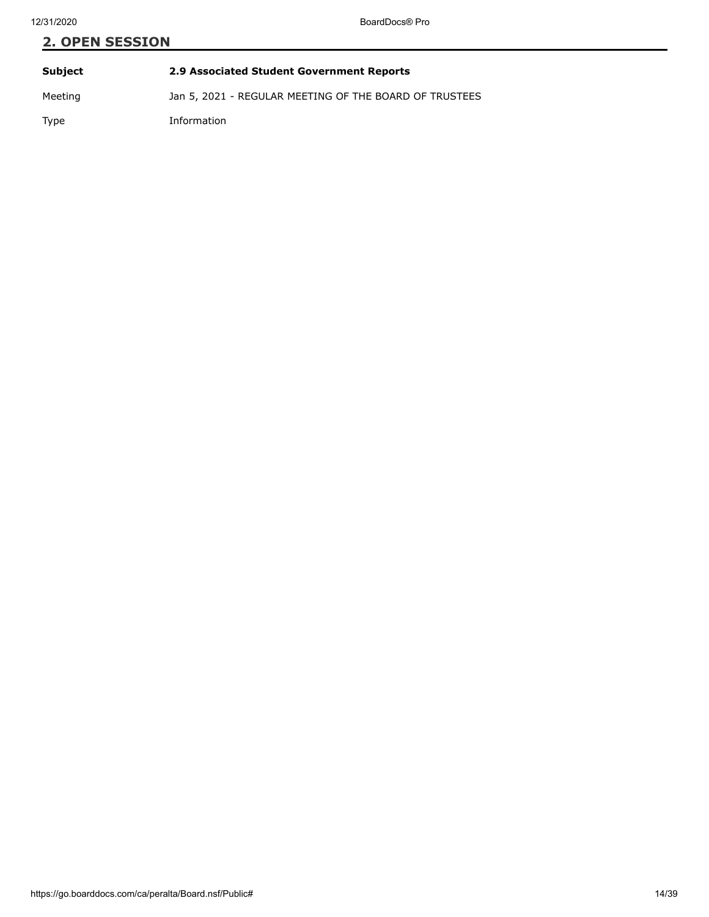## 2. OPEN SESSION

| | |
|---|---|
| **Subject** | **2.9 Associated Student Government Reports** |
| Meeting | Jan 5, 2021 - REGULAR MEETING OF THE BOARD OF TRUSTEES |
| Type | Information |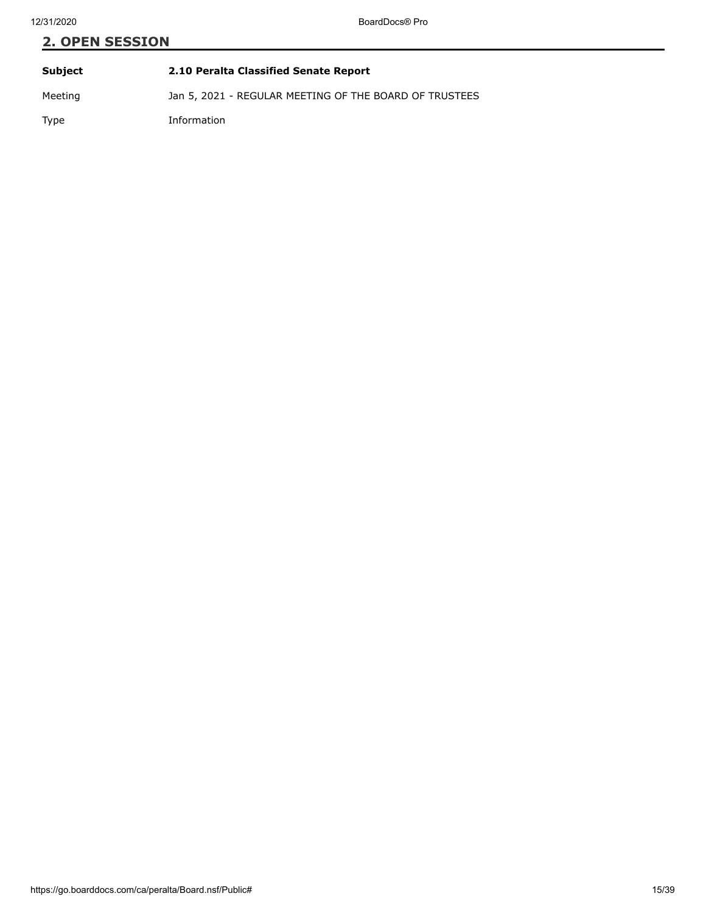## 2. OPEN SESSION

| | |
|---|---|
| **Subject** | **2.10 Peralta Classified Senate Report** |
| Meeting | Jan 5, 2021 - REGULAR MEETING OF THE BOARD OF TRUSTEES |
| Type | Information |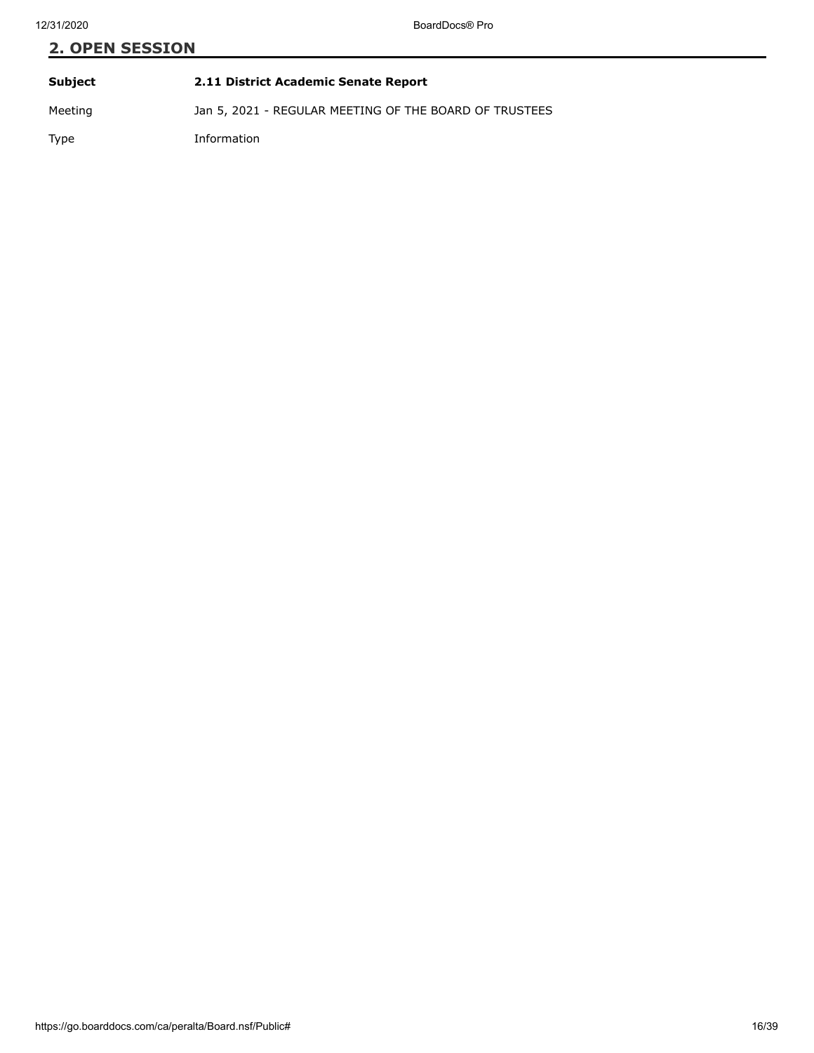## 2. OPEN SESSION

| | |
|---|---|
| **Subject** | **2.11 District Academic Senate Report** |
| Meeting | Jan 5, 2021 - REGULAR MEETING OF THE BOARD OF TRUSTEES |
| Type | Information |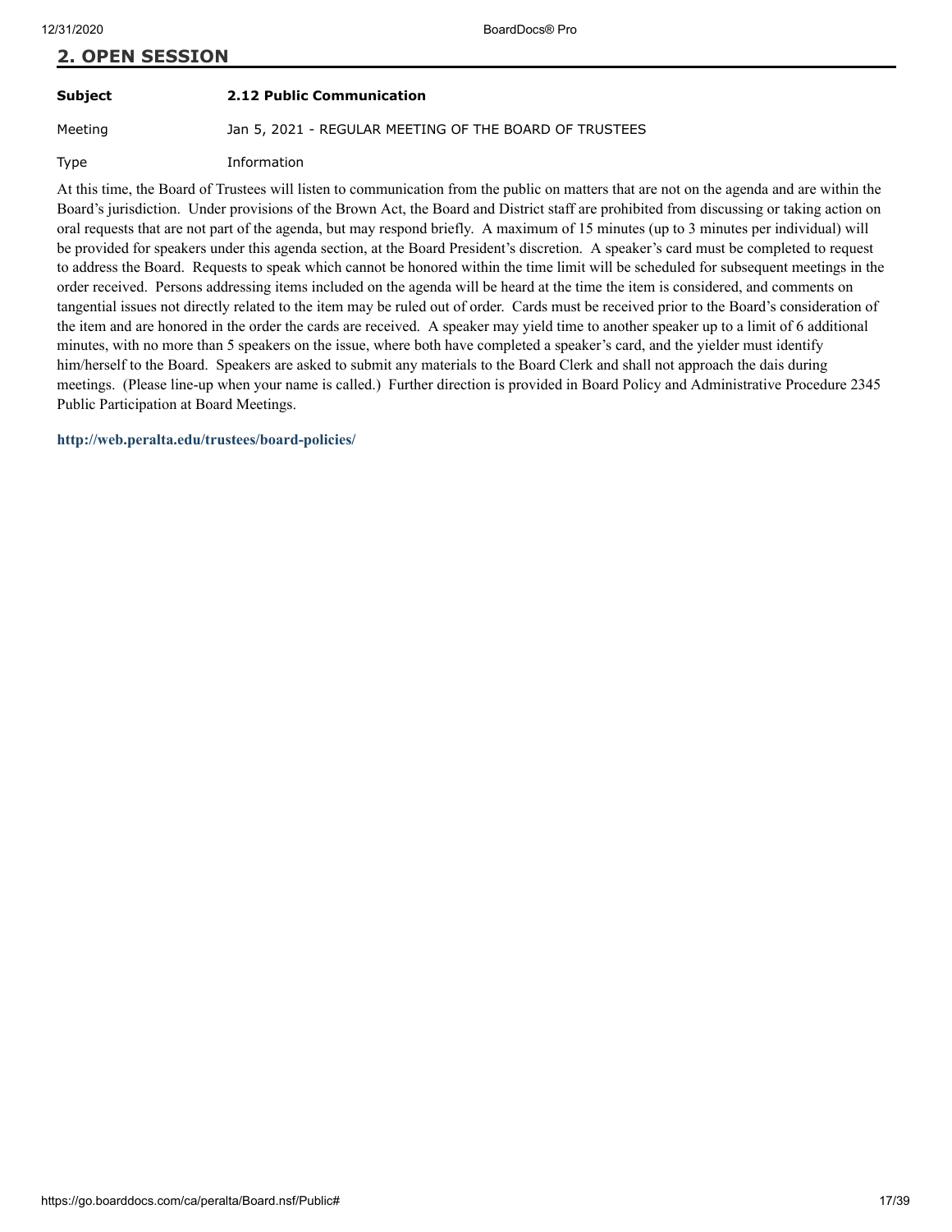## 2. OPEN SESSION

| | |
|---|---|
| **Subject** | **2.12 Public Communication** |
| Meeting | Jan 5, 2021 - REGULAR MEETING OF THE BOARD OF TRUSTEES |
| Type | Information |

At this time, the Board of Trustees will listen to communication from the public on matters that are not on the agenda and are within the Board's jurisdiction. Under provisions of the Brown Act, the Board and District staff are prohibited from discussing or taking action on oral requests that are not part of the agenda, but may respond briefly. A maximum of 15 minutes (up to 3 minutes per individual) will be provided for speakers under this agenda section, at the Board President's discretion. A speaker's card must be completed to request to address the Board. Requests to speak which cannot be honored within the time limit will be scheduled for subsequent meetings in the order received. Persons addressing items included on the agenda will be heard at the time the item is considered, and comments on tangential issues not directly related to the item may be ruled out of order. Cards must be received prior to the Board's consideration of the item and are honored in the order the cards are received. A speaker may yield time to another speaker up to a limit of 6 additional minutes, with no more than 5 speakers on the issue, where both have completed a speaker's card, and the yielder must identify him/herself to the Board. Speakers are asked to submit any materials to the Board Clerk and shall not approach the dais during meetings. (Please line-up when your name is called.) Further direction is provided in Board Policy and Administrative Procedure 2345 Public Participation at Board Meetings.

**http://web.peralta.edu/trustees/board-policies/**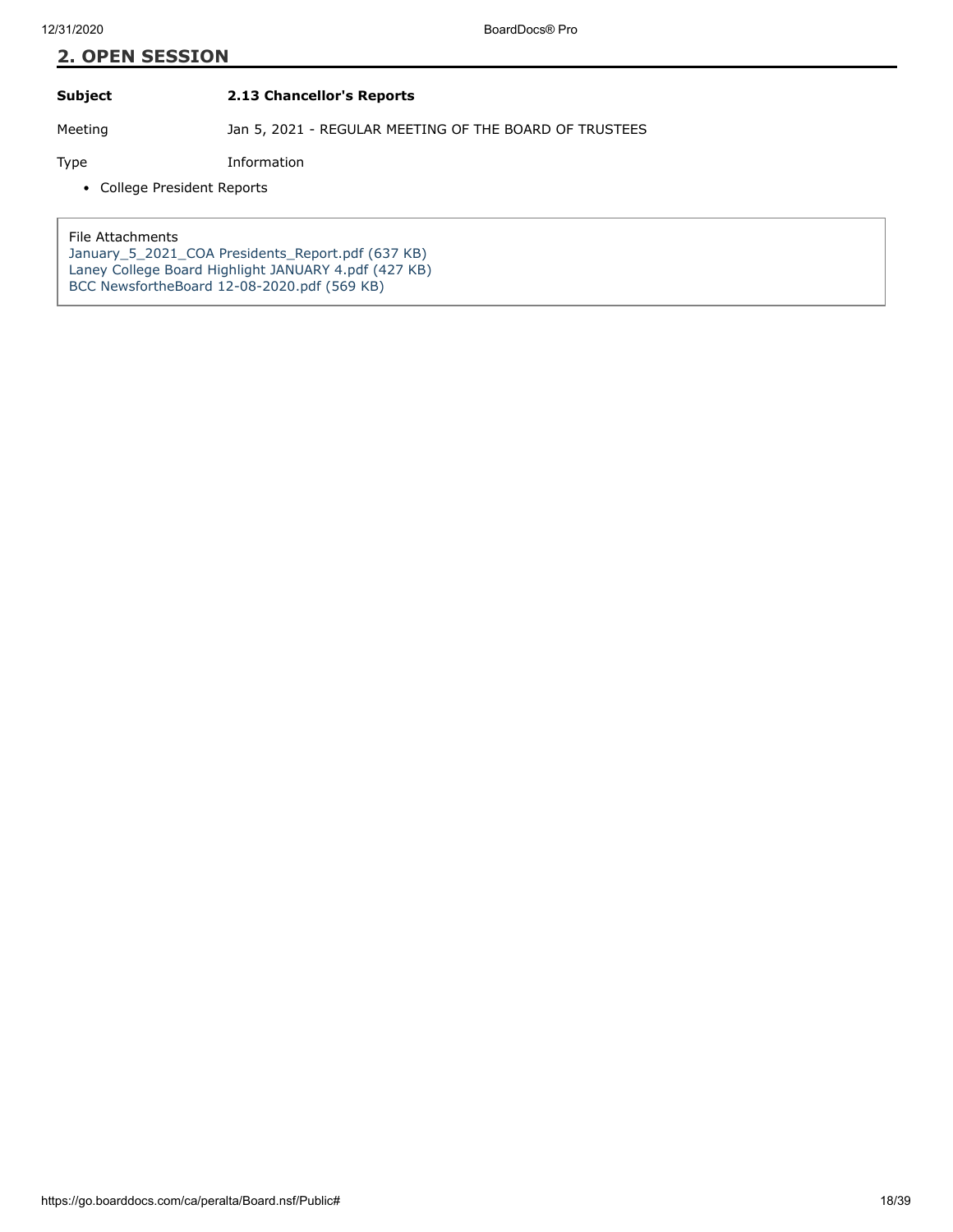## 2. OPEN SESSION

| | |
|---|---|
| **Subject** | **2.13 Chancellor's Reports** |
| Meeting | Jan 5, 2021 - REGULAR MEETING OF THE BOARD OF TRUSTEES |
| Type | Information |

- College President Reports

File Attachments
January_5_2021_COA Presidents_Report.pdf (637 KB)
Laney College Board Highlight JANUARY 4.pdf (427 KB)
BCC NewsfortheBoard 12-08-2020.pdf (569 KB)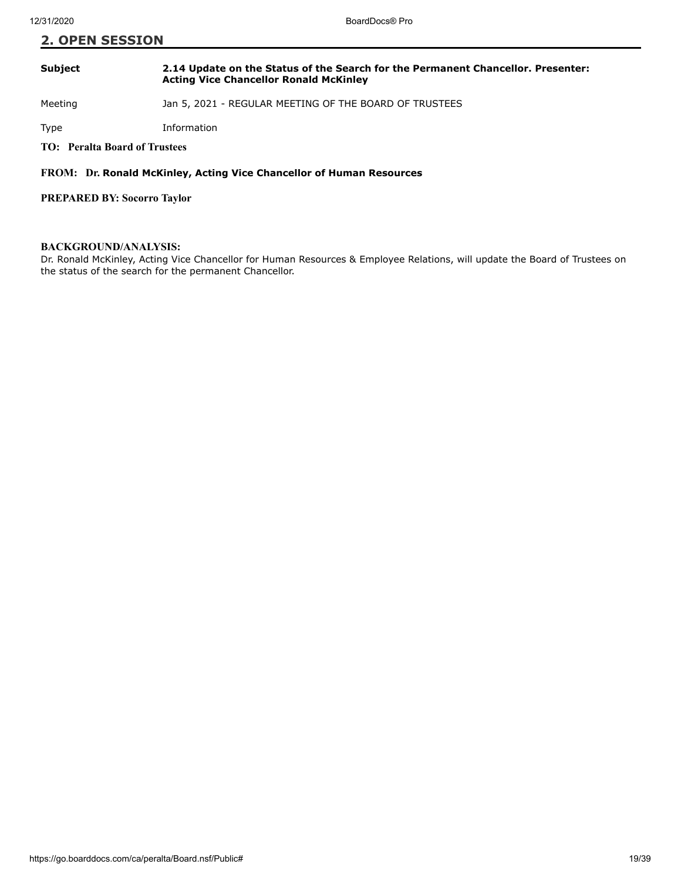## 2. OPEN SESSION

| | |
|---|---|
| **Subject** | **2.14 Update on the Status of the Search for the Permanent Chancellor. Presenter: Acting Vice Chancellor Ronald McKinley** |
| Meeting | Jan 5, 2021 - REGULAR MEETING OF THE BOARD OF TRUSTEES |
| Type | Information |

**TO: Peralta Board of Trustees**

**FROM: Dr. Ronald McKinley, Acting Vice Chancellor of Human Resources**

**PREPARED BY: Socorro Taylor**

**BACKGROUND/ANALYSIS:**

Dr. Ronald McKinley, Acting Vice Chancellor for Human Resources & Employee Relations, will update the Board of Trustees on the status of the search for the permanent Chancellor.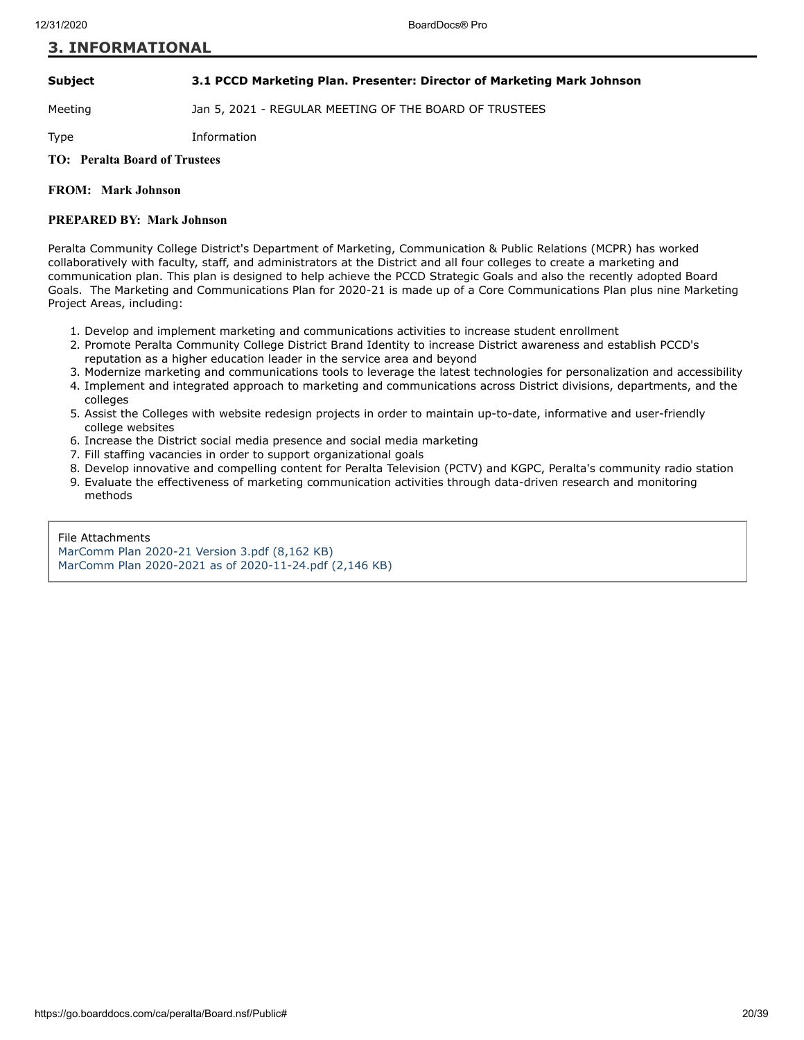## 3. INFORMATIONAL

**Subject** **3.1 PCCD Marketing Plan. Presenter: Director of Marketing Mark Johnson**

Meeting Jan 5, 2021 - REGULAR MEETING OF THE BOARD OF TRUSTEES

Type Information

**TO: Peralta Board of Trustees**

**FROM: Mark Johnson**

**PREPARED BY: Mark Johnson**

Peralta Community College District's Department of Marketing, Communication & Public Relations (MCPR) has worked collaboratively with faculty, staff, and administrators at the District and all four colleges to create a marketing and communication plan. This plan is designed to help achieve the PCCD Strategic Goals and also the recently adopted Board Goals. The Marketing and Communications Plan for 2020-21 is made up of a Core Communications Plan plus nine Marketing Project Areas, including:

1. Develop and implement marketing and communications activities to increase student enrollment
2. Promote Peralta Community College District Brand Identity to increase District awareness and establish PCCD's reputation as a higher education leader in the service area and beyond
3. Modernize marketing and communications tools to leverage the latest technologies for personalization and accessibility
4. Implement and integrated approach to marketing and communications across District divisions, departments, and the colleges
5. Assist the Colleges with website redesign projects in order to maintain up-to-date, informative and user-friendly college websites
6. Increase the District social media presence and social media marketing
7. Fill staffing vacancies in order to support organizational goals
8. Develop innovative and compelling content for Peralta Television (PCTV) and KGPC, Peralta's community radio station
9. Evaluate the effectiveness of marketing communication activities through data-driven research and monitoring methods

File Attachments
MarComm Plan 2020-21 Version 3.pdf (8,162 KB)
MarComm Plan 2020-2021 as of 2020-11-24.pdf (2,146 KB)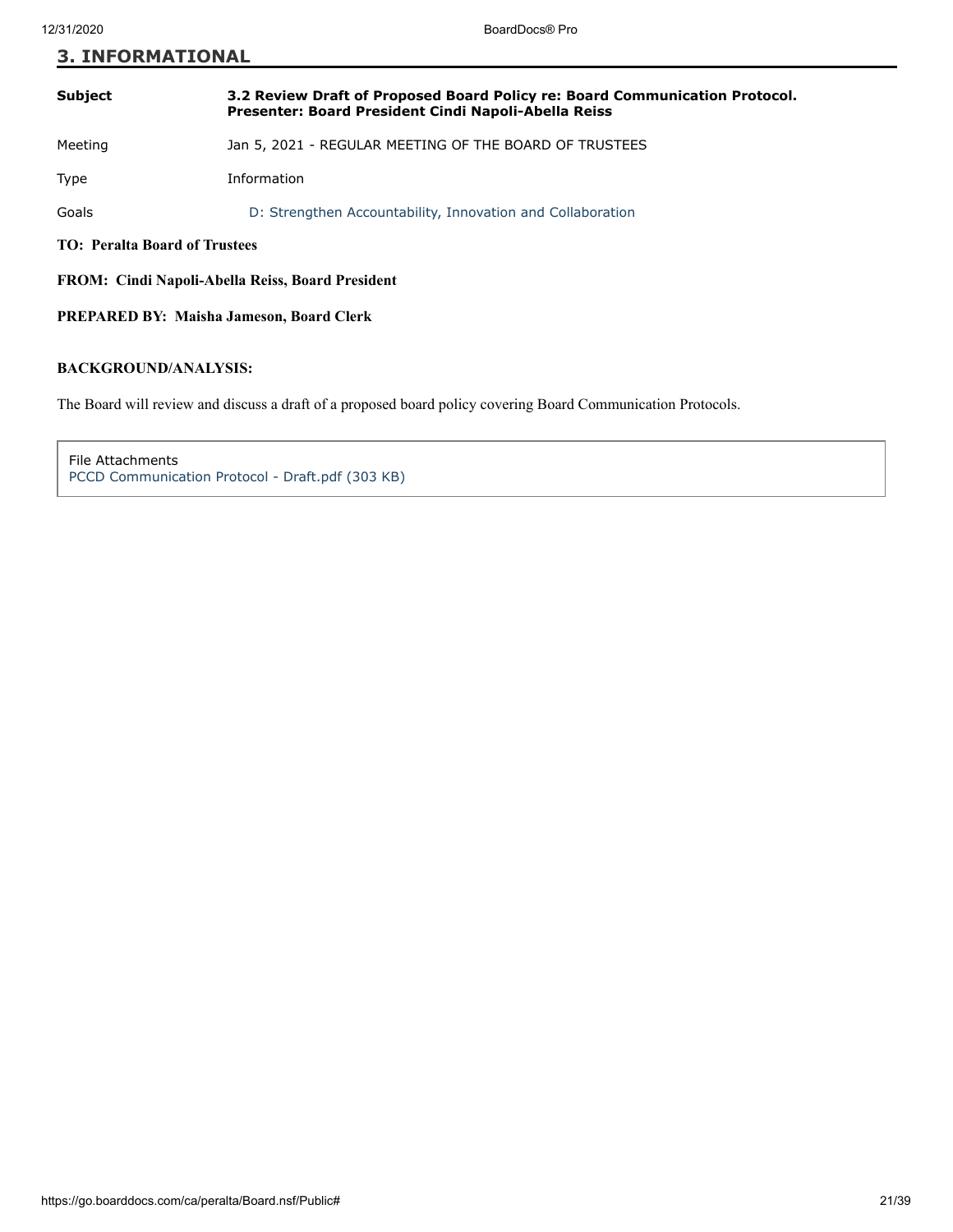## 3. INFORMATIONAL

| | |
|---|---|
| **Subject** | **3.2 Review Draft of Proposed Board Policy re: Board Communication Protocol. Presenter: Board President Cindi Napoli-Abella Reiss** |
| Meeting | Jan 5, 2021 - REGULAR MEETING OF THE BOARD OF TRUSTEES |
| Type | Information |
| Goals | D: Strengthen Accountability, Innovation and Collaboration |

**TO: Peralta Board of Trustees**

**FROM: Cindi Napoli-Abella Reiss, Board President**

**PREPARED BY: Maisha Jameson, Board Clerk**

**BACKGROUND/ANALYSIS:**

The Board will review and discuss a draft of a proposed board policy covering Board Communication Protocols.

File Attachments
PCCD Communication Protocol - Draft.pdf (303 KB)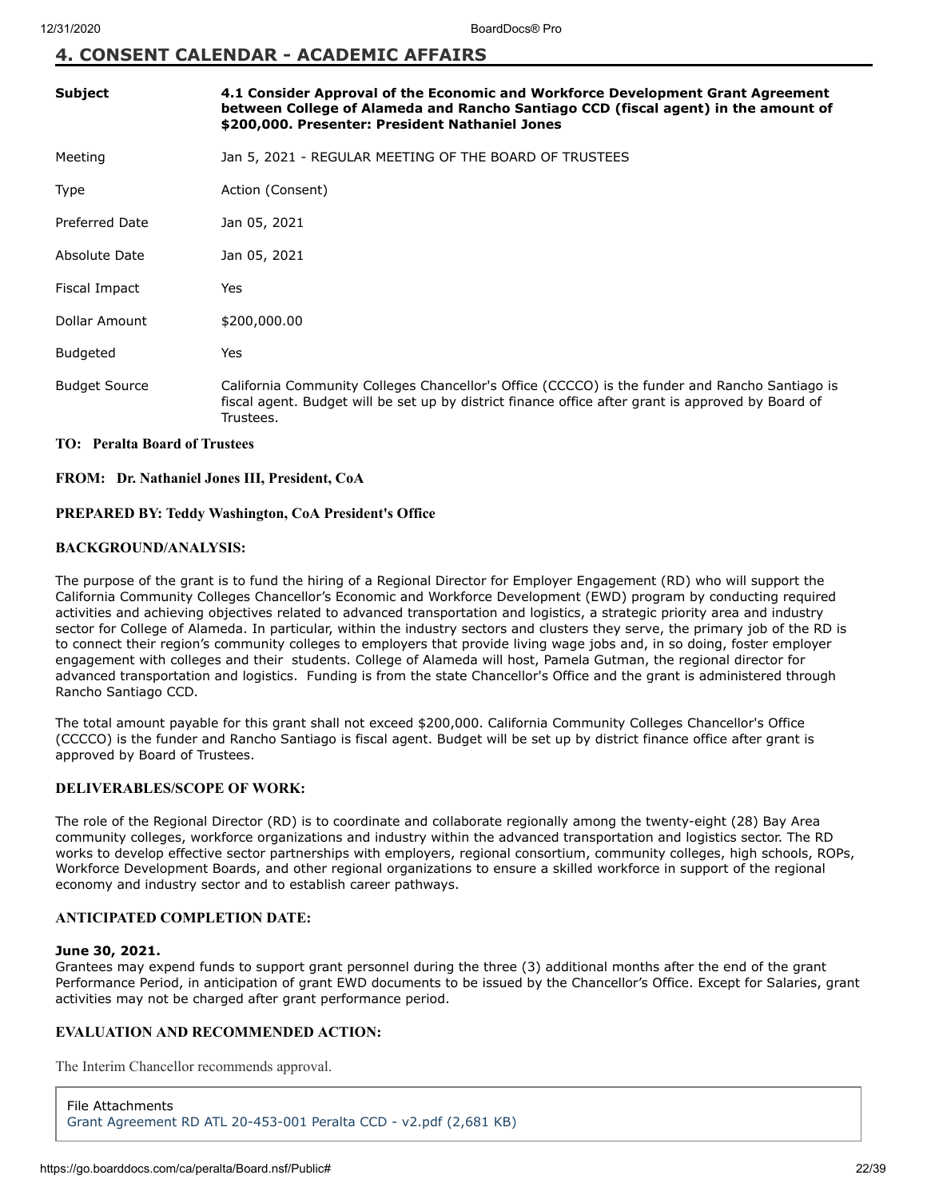# 4. CONSENT CALENDAR - ACADEMIC AFFAIRS

| | |
|---|---|
| **Subject** | **4.1 Consider Approval of the Economic and Workforce Development Grant Agreement between College of Alameda and Rancho Santiago CCD (fiscal agent) in the amount of $200,000. Presenter: President Nathaniel Jones** |
| Meeting | Jan 5, 2021 - REGULAR MEETING OF THE BOARD OF TRUSTEES |
| Type | Action (Consent) |
| Preferred Date | Jan 05, 2021 |
| Absolute Date | Jan 05, 2021 |
| Fiscal Impact | Yes |
| Dollar Amount | $200,000.00 |
| Budgeted | Yes |
| Budget Source | California Community Colleges Chancellor's Office (CCCCO) is the funder and Rancho Santiago is fiscal agent. Budget will be set up by district finance office after grant is approved by Board of Trustees. |

**TO: Peralta Board of Trustees**

**FROM: Dr. Nathaniel Jones III, President, CoA**

**PREPARED BY: Teddy Washington, CoA President's Office**

**BACKGROUND/ANALYSIS:**

The purpose of the grant is to fund the hiring of a Regional Director for Employer Engagement (RD) who will support the California Community Colleges Chancellor's Economic and Workforce Development (EWD) program by conducting required activities and achieving objectives related to advanced transportation and logistics, a strategic priority area and industry sector for College of Alameda. In particular, within the industry sectors and clusters they serve, the primary job of the RD is to connect their region's community colleges to employers that provide living wage jobs and, in so doing, foster employer engagement with colleges and their students. College of Alameda will host, Pamela Gutman, the regional director for advanced transportation and logistics. Funding is from the state Chancellor's Office and the grant is administered through Rancho Santiago CCD.

The total amount payable for this grant shall not exceed $200,000. California Community Colleges Chancellor's Office (CCCCO) is the funder and Rancho Santiago is fiscal agent. Budget will be set up by district finance office after grant is approved by Board of Trustees.

**DELIVERABLES/SCOPE OF WORK:**

The role of the Regional Director (RD) is to coordinate and collaborate regionally among the twenty-eight (28) Bay Area community colleges, workforce organizations and industry within the advanced transportation and logistics sector. The RD works to develop effective sector partnerships with employers, regional consortium, community colleges, high schools, ROPs, Workforce Development Boards, and other regional organizations to ensure a skilled workforce in support of the regional economy and industry sector and to establish career pathways.

**ANTICIPATED COMPLETION DATE:**

**June 30, 2021.**

Grantees may expend funds to support grant personnel during the three (3) additional months after the end of the grant Performance Period, in anticipation of grant EWD documents to be issued by the Chancellor's Office. Except for Salaries, grant activities may not be charged after grant performance period.

**EVALUATION AND RECOMMENDED ACTION:**

The Interim Chancellor recommends approval.

File Attachments
Grant Agreement RD ATL 20-453-001 Peralta CCD - v2.pdf (2,681 KB)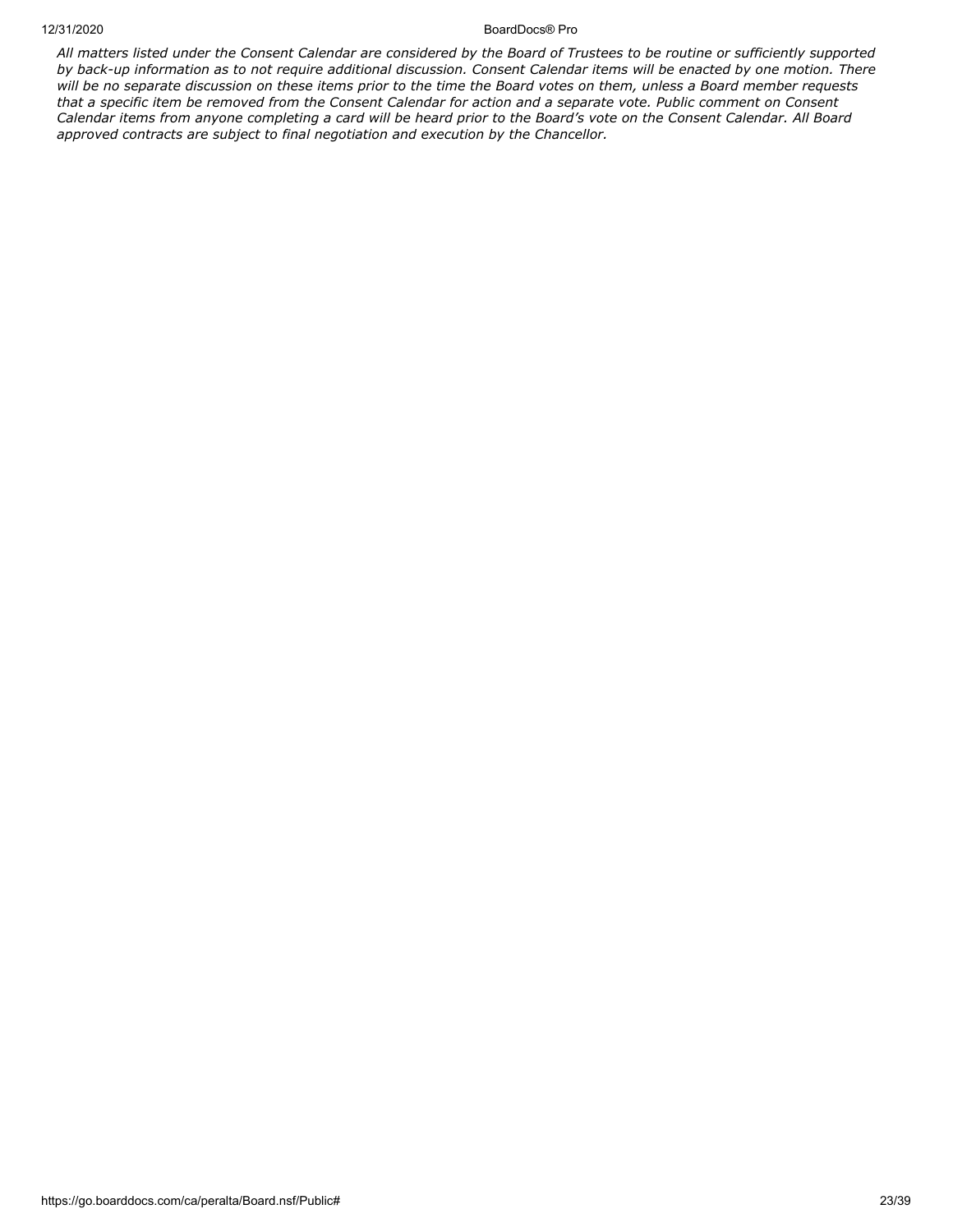*All matters listed under the Consent Calendar are considered by the Board of Trustees to be routine or sufficiently supported by back-up information as to not require additional discussion. Consent Calendar items will be enacted by one motion. There will be no separate discussion on these items prior to the time the Board votes on them, unless a Board member requests that a specific item be removed from the Consent Calendar for action and a separate vote. Public comment on Consent Calendar items from anyone completing a card will be heard prior to the Board's vote on the Consent Calendar. All Board approved contracts are subject to final negotiation and execution by the Chancellor.*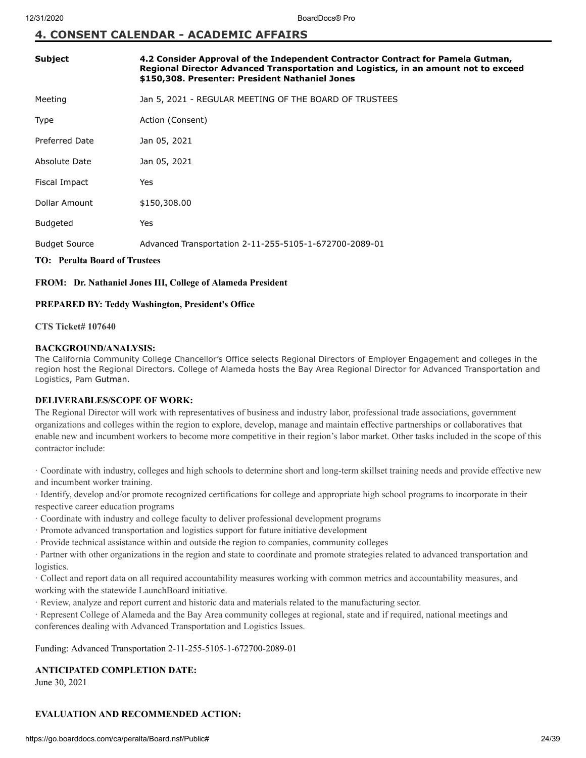## 4. CONSENT CALENDAR - ACADEMIC AFFAIRS

| | |
|---|---|
| **Subject** | **4.2 Consider Approval of the Independent Contractor Contract for Pamela Gutman, Regional Director Advanced Transportation and Logistics, in an amount not to exceed $150,308. Presenter: President Nathaniel Jones** |
| Meeting | Jan 5, 2021 - REGULAR MEETING OF THE BOARD OF TRUSTEES |
| Type | Action (Consent) |
| Preferred Date | Jan 05, 2021 |
| Absolute Date | Jan 05, 2021 |
| Fiscal Impact | Yes |
| Dollar Amount | $150,308.00 |
| Budgeted | Yes |
| Budget Source | Advanced Transportation 2-11-255-5105-1-672700-2089-01 |

**TO: Peralta Board of Trustees**

**FROM: Dr. Nathaniel Jones III, College of Alameda President**

**PREPARED BY: Teddy Washington, President's Office**

**CTS Ticket# 107640**

**BACKGROUND/ANALYSIS:**

The California Community College Chancellor's Office selects Regional Directors of Employer Engagement and colleges in the region host the Regional Directors. College of Alameda hosts the Bay Area Regional Director for Advanced Transportation and Logistics, Pam Gutman.

**DELIVERABLES/SCOPE OF WORK:**

The Regional Director will work with representatives of business and industry labor, professional trade associations, government organizations and colleges within the region to explore, develop, manage and maintain effective partnerships or collaboratives that enable new and incumbent workers to become more competitive in their region's labor market. Other tasks included in the scope of this contractor include:

- Coordinate with industry, colleges and high schools to determine short and long-term skillset training needs and provide effective new and incumbent worker training.
- Identify, develop and/or promote recognized certifications for college and appropriate high school programs to incorporate in their respective career education programs
- Coordinate with industry and college faculty to deliver professional development programs
- Promote advanced transportation and logistics support for future initiative development
- Provide technical assistance within and outside the region to companies, community colleges
- Partner with other organizations in the region and state to coordinate and promote strategies related to advanced transportation and logistics.
- Collect and report data on all required accountability measures working with common metrics and accountability measures, and working with the statewide LaunchBoard initiative.
- Review, analyze and report current and historic data and materials related to the manufacturing sector.
- Represent College of Alameda and the Bay Area community colleges at regional, state and if required, national meetings and conferences dealing with Advanced Transportation and Logistics Issues.

Funding: Advanced Transportation 2-11-255-5105-1-672700-2089-01

**ANTICIPATED COMPLETION DATE:**

June 30, 2021

**EVALUATION AND RECOMMENDED ACTION:**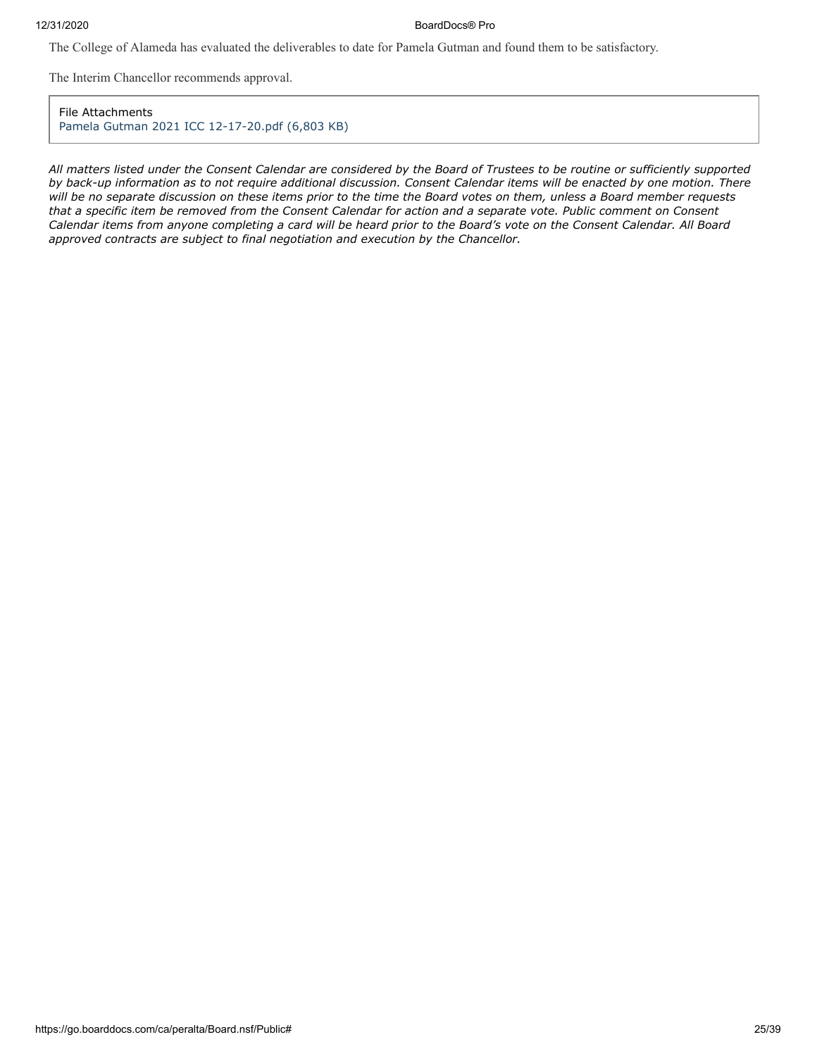The College of Alameda has evaluated the deliverables to date for Pamela Gutman and found them to be satisfactory.

The Interim Chancellor recommends approval.

File Attachments
Pamela Gutman 2021 ICC 12-17-20.pdf (6,803 KB)

*All matters listed under the Consent Calendar are considered by the Board of Trustees to be routine or sufficiently supported by back-up information as to not require additional discussion. Consent Calendar items will be enacted by one motion. There will be no separate discussion on these items prior to the time the Board votes on them, unless a Board member requests that a specific item be removed from the Consent Calendar for action and a separate vote. Public comment on Consent Calendar items from anyone completing a card will be heard prior to the Board's vote on the Consent Calendar. All Board approved contracts are subject to final negotiation and execution by the Chancellor.*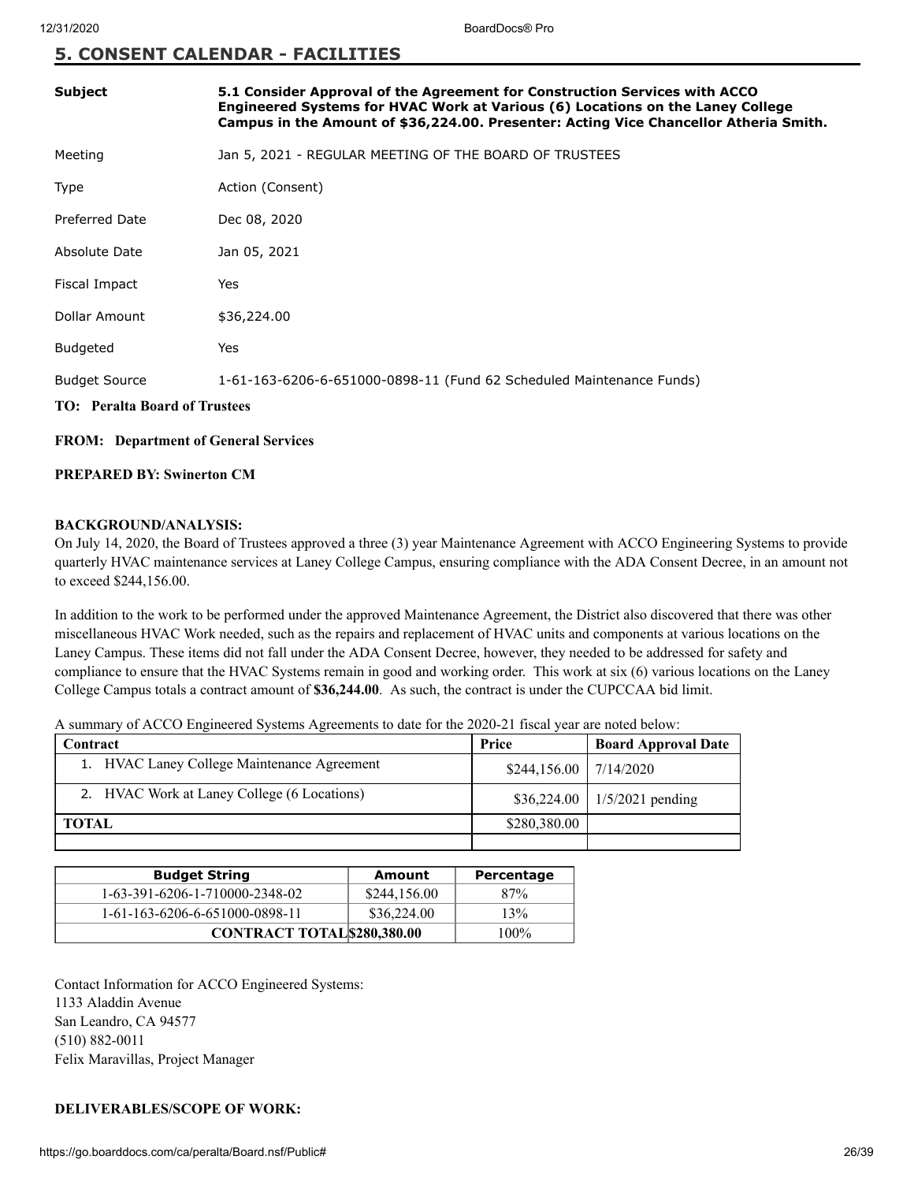## 5. CONSENT CALENDAR - FACILITIES

| | |
|---|---|
| **Subject** | **5.1 Consider Approval of the Agreement for Construction Services with ACCO Engineered Systems for HVAC Work at Various (6) Locations on the Laney College Campus in the Amount of $36,224.00. Presenter: Acting Vice Chancellor Atheria Smith.** |
| Meeting | Jan 5, 2021 - REGULAR MEETING OF THE BOARD OF TRUSTEES |
| Type | Action (Consent) |
| Preferred Date | Dec 08, 2020 |
| Absolute Date | Jan 05, 2021 |
| Fiscal Impact | Yes |
| Dollar Amount | $36,224.00 |
| Budgeted | Yes |
| Budget Source | 1-61-163-6206-6-651000-0898-11 (Fund 62 Scheduled Maintenance Funds) |

**TO: Peralta Board of Trustees**

**FROM: Department of General Services**

**PREPARED BY: Swinerton CM**

**BACKGROUND/ANALYSIS:**

On July 14, 2020, the Board of Trustees approved a three (3) year Maintenance Agreement with ACCO Engineering Systems to provide quarterly HVAC maintenance services at Laney College Campus, ensuring compliance with the ADA Consent Decree, in an amount not to exceed $244,156.00.

In addition to the work to be performed under the approved Maintenance Agreement, the District also discovered that there was other miscellaneous HVAC Work needed, such as the repairs and replacement of HVAC units and components at various locations on the Laney Campus. These items did not fall under the ADA Consent Decree, however, they needed to be addressed for safety and compliance to ensure that the HVAC Systems remain in good and working order. This work at six (6) various locations on the Laney College Campus totals a contract amount of **$36,244.00**. As such, the contract is under the CUPCCAA bid limit.

A summary of ACCO Engineered Systems Agreements to date for the 2020-21 fiscal year are noted below:

| Contract | Price | Board Approval Date |
|---|---|---|
| 1. HVAC Laney College Maintenance Agreement | $244,156.00 | 7/14/2020 |
| 2. HVAC Work at Laney College (6 Locations) | $36,224.00 | 1/5/2021 pending |
| **TOTAL** | $280,380.00 | |
| | | |

| Budget String | Amount | Percentage |
|---|---|---|
| 1-63-391-6206-1-710000-2348-02 | $244,156.00 | 87% |
| 1-61-163-6206-6-651000-0898-11 | $36,224.00 | 13% |
| **CONTRACT TOTAL** | **$280,380.00** | 100% |

Contact Information for ACCO Engineered Systems:
1133 Aladdin Avenue
San Leandro, CA 94577
(510) 882-0011
Felix Maravillas, Project Manager

**DELIVERABLES/SCOPE OF WORK:**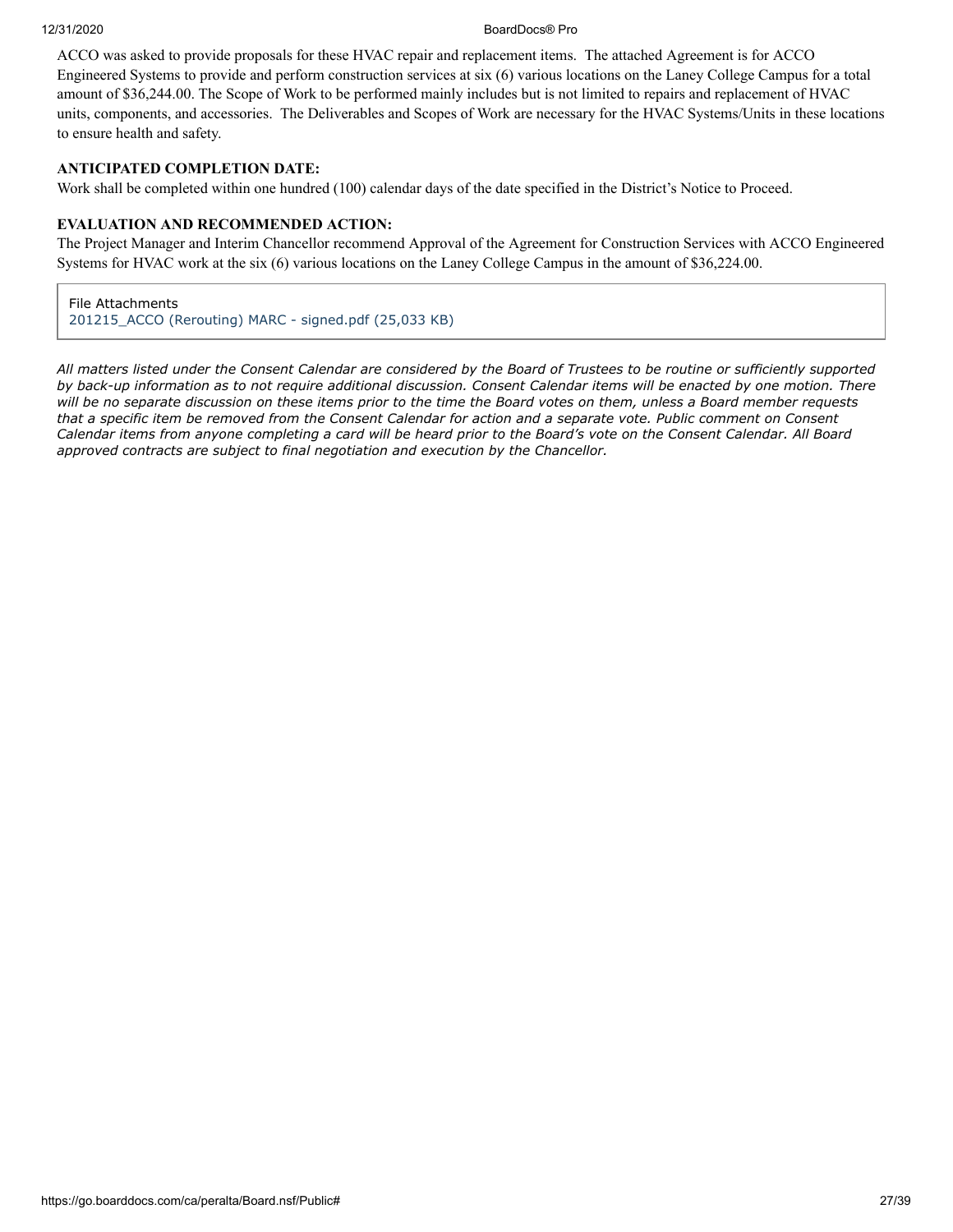ACCO was asked to provide proposals for these HVAC repair and replacement items. The attached Agreement is for ACCO Engineered Systems to provide and perform construction services at six (6) various locations on the Laney College Campus for a total amount of $36,244.00. The Scope of Work to be performed mainly includes but is not limited to repairs and replacement of HVAC units, components, and accessories. The Deliverables and Scopes of Work are necessary for the HVAC Systems/Units in these locations to ensure health and safety.

**ANTICIPATED COMPLETION DATE:**

Work shall be completed within one hundred (100) calendar days of the date specified in the District's Notice to Proceed.

**EVALUATION AND RECOMMENDED ACTION:**

The Project Manager and Interim Chancellor recommend Approval of the Agreement for Construction Services with ACCO Engineered Systems for HVAC work at the six (6) various locations on the Laney College Campus in the amount of $36,224.00.

File Attachments
201215_ACCO (Rerouting) MARC - signed.pdf (25,033 KB)

*All matters listed under the Consent Calendar are considered by the Board of Trustees to be routine or sufficiently supported by back-up information as to not require additional discussion. Consent Calendar items will be enacted by one motion. There will be no separate discussion on these items prior to the time the Board votes on them, unless a Board member requests that a specific item be removed from the Consent Calendar for action and a separate vote. Public comment on Consent Calendar items from anyone completing a card will be heard prior to the Board's vote on the Consent Calendar. All Board approved contracts are subject to final negotiation and execution by the Chancellor.*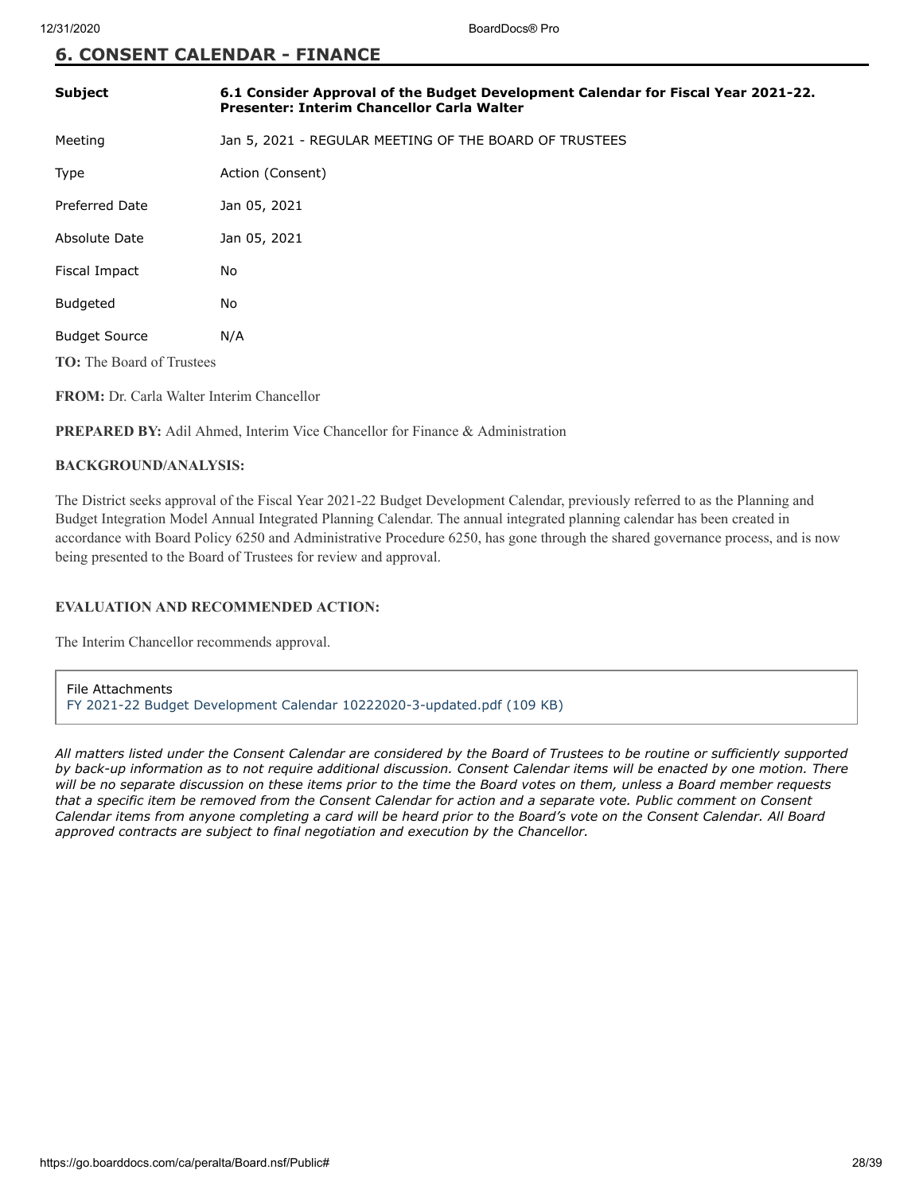## 6. CONSENT CALENDAR - FINANCE

| | |
|---|---|
| **Subject** | **6.1 Consider Approval of the Budget Development Calendar for Fiscal Year 2021-22. Presenter: Interim Chancellor Carla Walter** |
| Meeting | Jan 5, 2021 - REGULAR MEETING OF THE BOARD OF TRUSTEES |
| Type | Action (Consent) |
| Preferred Date | Jan 05, 2021 |
| Absolute Date | Jan 05, 2021 |
| Fiscal Impact | No |
| Budgeted | No |
| Budget Source | N/A |

**TO:** The Board of Trustees

**FROM:** Dr. Carla Walter Interim Chancellor

**PREPARED BY:** Adil Ahmed, Interim Vice Chancellor for Finance & Administration

**BACKGROUND/ANALYSIS:**

The District seeks approval of the Fiscal Year 2021-22 Budget Development Calendar, previously referred to as the Planning and Budget Integration Model Annual Integrated Planning Calendar. The annual integrated planning calendar has been created in accordance with Board Policy 6250 and Administrative Procedure 6250, has gone through the shared governance process, and is now being presented to the Board of Trustees for review and approval.

**EVALUATION AND RECOMMENDED ACTION:**

The Interim Chancellor recommends approval.

File Attachments
FY 2021-22 Budget Development Calendar 10222020-3-updated.pdf (109 KB)

*All matters listed under the Consent Calendar are considered by the Board of Trustees to be routine or sufficiently supported by back-up information as to not require additional discussion. Consent Calendar items will be enacted by one motion. There will be no separate discussion on these items prior to the time the Board votes on them, unless a Board member requests that a specific item be removed from the Consent Calendar for action and a separate vote. Public comment on Consent Calendar items from anyone completing a card will be heard prior to the Board's vote on the Consent Calendar. All Board approved contracts are subject to final negotiation and execution by the Chancellor.*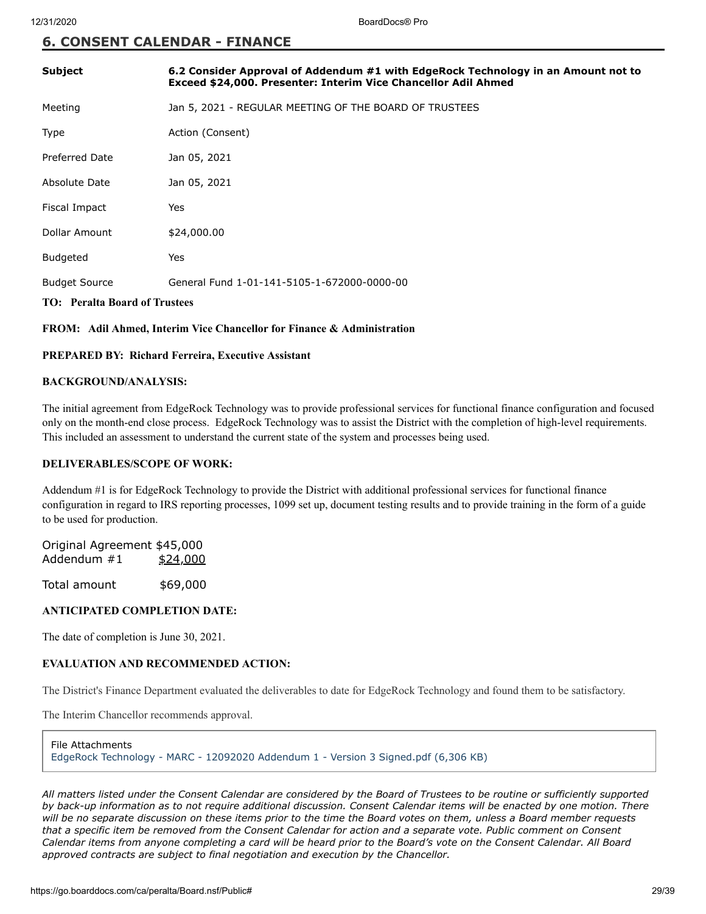## 6. CONSENT CALENDAR - FINANCE

| | |
|---|---|
| **Subject** | **6.2 Consider Approval of Addendum #1 with EdgeRock Technology in an Amount not to Exceed $24,000. Presenter: Interim Vice Chancellor Adil Ahmed** |
| Meeting | Jan 5, 2021 - REGULAR MEETING OF THE BOARD OF TRUSTEES |
| Type | Action (Consent) |
| Preferred Date | Jan 05, 2021 |
| Absolute Date | Jan 05, 2021 |
| Fiscal Impact | Yes |
| Dollar Amount | $24,000.00 |
| Budgeted | Yes |
| Budget Source | General Fund 1-01-141-5105-1-672000-0000-00 |

**TO: Peralta Board of Trustees**

**FROM: Adil Ahmed, Interim Vice Chancellor for Finance & Administration**

**PREPARED BY: Richard Ferreira, Executive Assistant**

**BACKGROUND/ANALYSIS:**

The initial agreement from EdgeRock Technology was to provide professional services for functional finance configuration and focused only on the month-end close process. EdgeRock Technology was to assist the District with the completion of high-level requirements. This included an assessment to understand the current state of the system and processes being used.

**DELIVERABLES/SCOPE OF WORK:**

Addendum #1 is for EdgeRock Technology to provide the District with additional professional services for functional finance configuration in regard to IRS reporting processes, 1099 set up, document testing results and to provide training in the form of a guide to be used for production.

Original Agreement $45,000
Addendum #1 $24,000

Total amount $69,000

**ANTICIPATED COMPLETION DATE:**

The date of completion is June 30, 2021.

**EVALUATION AND RECOMMENDED ACTION:**

The District's Finance Department evaluated the deliverables to date for EdgeRock Technology and found them to be satisfactory.

The Interim Chancellor recommends approval.

File Attachments
EdgeRock Technology - MARC - 12092020 Addendum 1 - Version 3 Signed.pdf (6,306 KB)

*All matters listed under the Consent Calendar are considered by the Board of Trustees to be routine or sufficiently supported by back-up information as to not require additional discussion. Consent Calendar items will be enacted by one motion. There will be no separate discussion on these items prior to the time the Board votes on them, unless a Board member requests that a specific item be removed from the Consent Calendar for action and a separate vote. Public comment on Consent Calendar items from anyone completing a card will be heard prior to the Board's vote on the Consent Calendar. All Board approved contracts are subject to final negotiation and execution by the Chancellor.*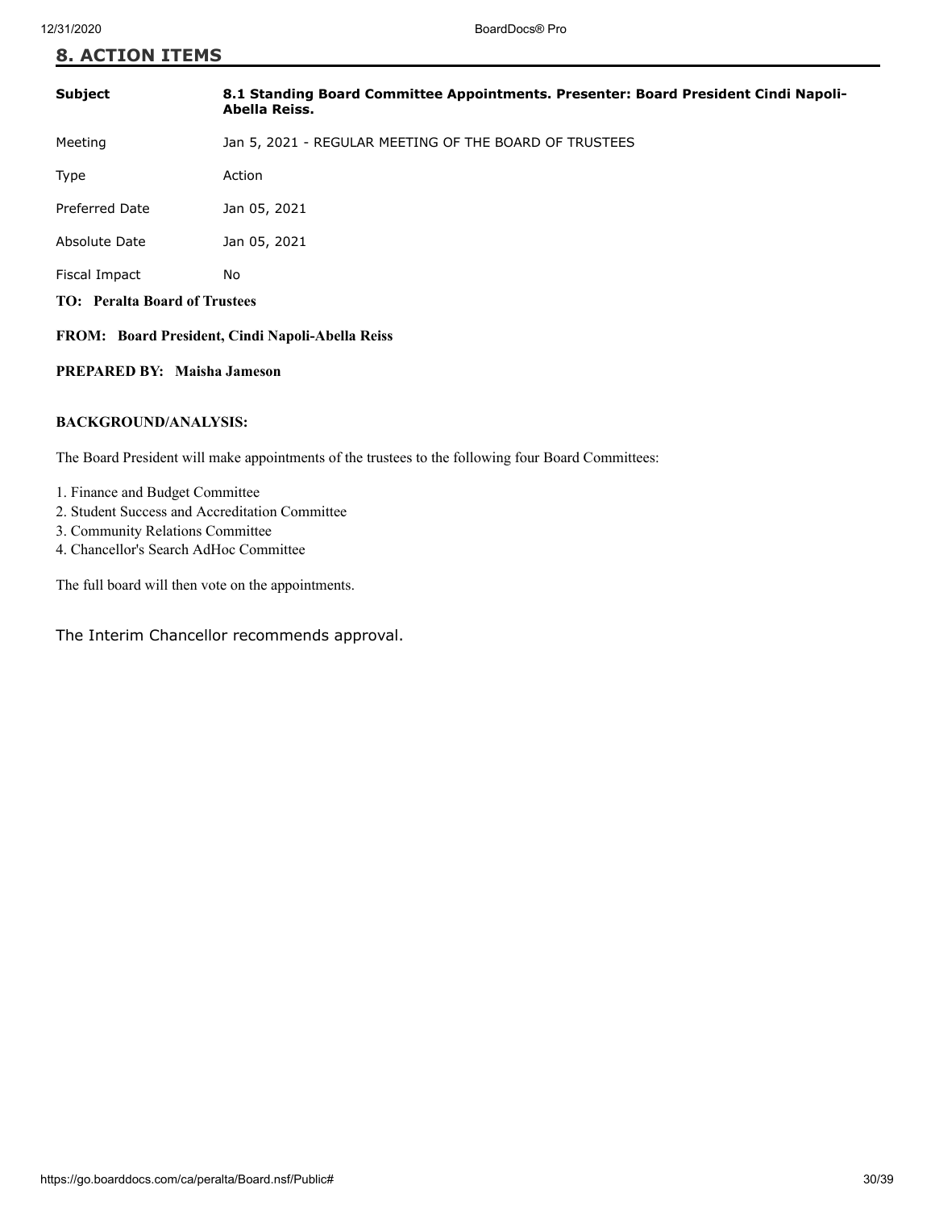## 8. ACTION ITEMS

| | |
|---|---|
| **Subject** | **8.1 Standing Board Committee Appointments. Presenter: Board President Cindi Napoli-Abella Reiss.** |
| Meeting | Jan 5, 2021 - REGULAR MEETING OF THE BOARD OF TRUSTEES |
| Type | Action |
| Preferred Date | Jan 05, 2021 |
| Absolute Date | Jan 05, 2021 |
| Fiscal Impact | No |

**TO: Peralta Board of Trustees**

**FROM: Board President, Cindi Napoli-Abella Reiss**

**PREPARED BY: Maisha Jameson**

**BACKGROUND/ANALYSIS:**

The Board President will make appointments of the trustees to the following four Board Committees:

1. Finance and Budget Committee
2. Student Success and Accreditation Committee
3. Community Relations Committee
4. Chancellor's Search AdHoc Committee

The full board will then vote on the appointments.

The Interim Chancellor recommends approval.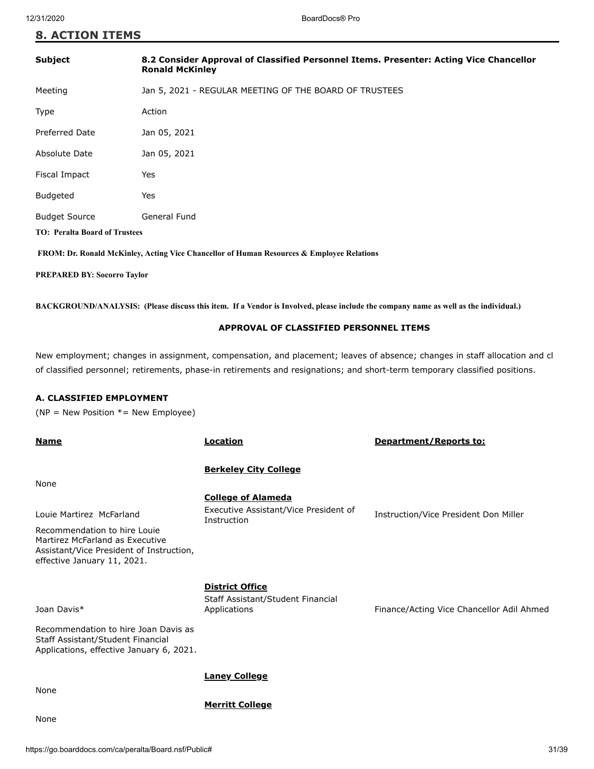## 8. ACTION ITEMS

| | |
|---|---|
| **Subject** | **8.2 Consider Approval of Classified Personnel Items. Presenter: Acting Vice Chancellor Ronald McKinley** |
| Meeting | Jan 5, 2021 - REGULAR MEETING OF THE BOARD OF TRUSTEES |
| Type | Action |
| Preferred Date | Jan 05, 2021 |
| Absolute Date | Jan 05, 2021 |
| Fiscal Impact | Yes |
| Budgeted | Yes |
| Budget Source | General Fund |

**TO: Peralta Board of Trustees**

**FROM: Dr. Ronald McKinley, Acting Vice Chancellor of Human Resources & Employee Relations**

**PREPARED BY: Socorro Taylor**

**BACKGROUND/ANALYSIS: (Please discuss this item. If a Vendor is Involved, please include the company name as well as the individual.)**

**APPROVAL OF CLASSIFIED PERSONNEL ITEMS**

New employment; changes in assignment, compensation, and placement; leaves of absence; changes in staff allocation and cl of classified personnel; retirements, phase-in retirements and resignations; and short-term temporary classified positions.

**A. CLASSIFIED EMPLOYMENT**

(NP = New Position *= New Employee)

| **Name** | **Location** | **Department/Reports to:** |
|---|---|---|
| | **Berkeley City College** | |
| None | | |
| | **College of Alameda** | |
| Louie Martirez McFarland | Executive Assistant/Vice President of Instruction | Instruction/Vice President Don Miller |
| Recommendation to hire Louie Martirez McFarland as Executive Assistant/Vice President of Instruction, effective January 11, 2021. | | |
| | **District Office** | |
| Joan Davis* | Staff Assistant/Student Financial Applications | Finance/Acting Vice Chancellor Adil Ahmed |
| Recommendation to hire Joan Davis as Staff Assistant/Student Financial Applications, effective January 6, 2021. | | |
| | **Laney College** | |
| None | | |
| | **Merritt College** | |
| None | | |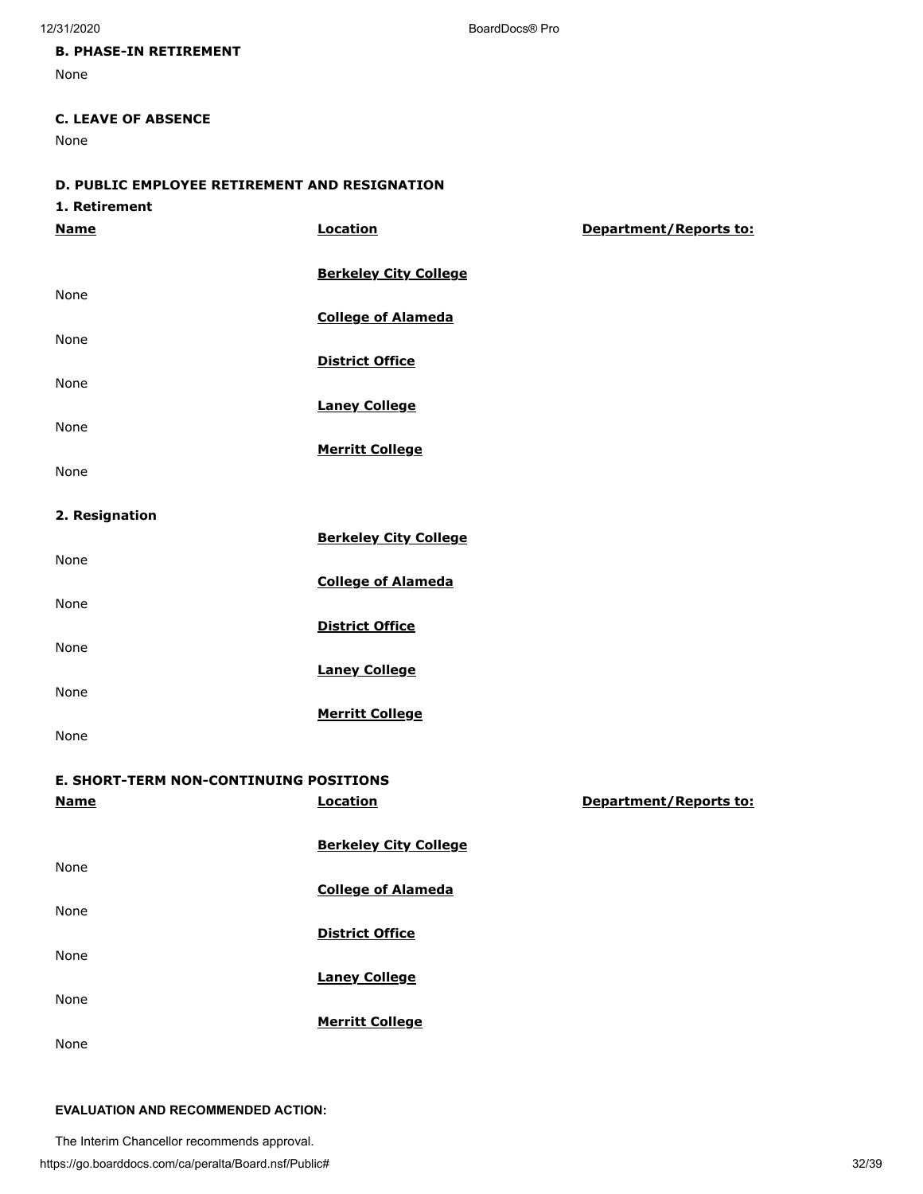**B. PHASE-IN RETIREMENT**

None

**C. LEAVE OF ABSENCE**

None

**D. PUBLIC EMPLOYEE RETIREMENT AND RESIGNATION**

**1. Retirement**

| Name | Location | Department/Reports to: |
|---|---|---|
| | **Berkeley City College** | |
| None | | |
| | **College of Alameda** | |
| None | | |
| | **District Office** | |
| None | | |
| | **Laney College** | |
| None | | |
| | **Merritt College** | |
| None | | |

**2. Resignation**

| | | |
|---|---|---|
| | **Berkeley City College** | |
| None | | |
| | **College of Alameda** | |
| None | | |
| | **District Office** | |
| None | | |
| | **Laney College** | |
| None | | |
| | **Merritt College** | |
| None | | |

**E. SHORT-TERM NON-CONTINUING POSITIONS**

| Name | Location | Department/Reports to: |
|---|---|---|
| | **Berkeley City College** | |
| None | | |
| | **College of Alameda** | |
| None | | |
| | **District Office** | |
| None | | |
| | **Laney College** | |
| None | | |
| | **Merritt College** | |
| None | | |

**EVALUATION AND RECOMMENDED ACTION:**

The Interim Chancellor recommends approval.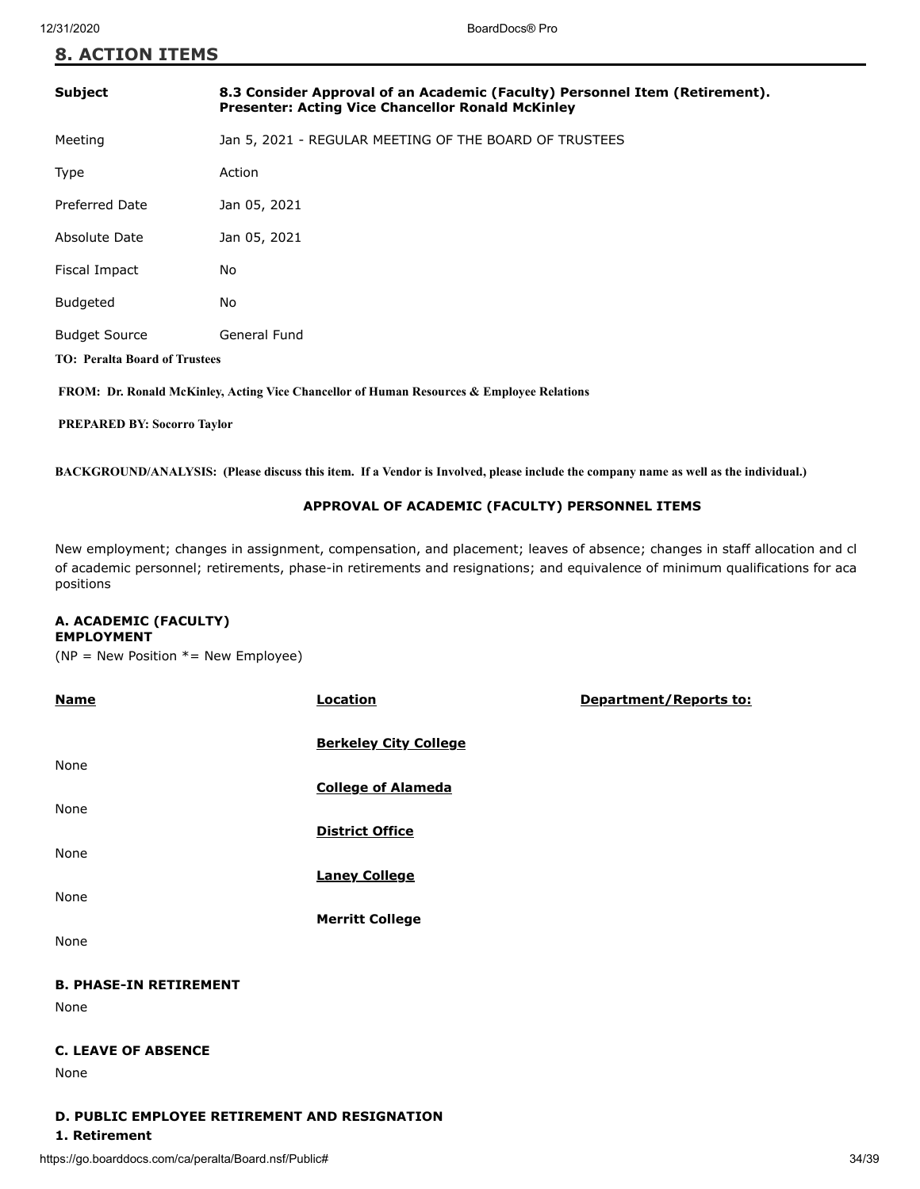## 8. ACTION ITEMS

| | |
|---|---|
| **Subject** | **8.3 Consider Approval of an Academic (Faculty) Personnel Item (Retirement). Presenter: Acting Vice Chancellor Ronald McKinley** |
| Meeting | Jan 5, 2021 - REGULAR MEETING OF THE BOARD OF TRUSTEES |
| Type | Action |
| Preferred Date | Jan 05, 2021 |
| Absolute Date | Jan 05, 2021 |
| Fiscal Impact | No |
| Budgeted | No |
| Budget Source | General Fund |

**TO: Peralta Board of Trustees**

**FROM: Dr. Ronald McKinley, Acting Vice Chancellor of Human Resources & Employee Relations**

**PREPARED BY: Socorro Taylor**

**BACKGROUND/ANALYSIS: (Please discuss this item. If a Vendor is Involved, please include the company name as well as the individual.)**

**APPROVAL OF ACADEMIC (FACULTY) PERSONNEL ITEMS**

New employment; changes in assignment, compensation, and placement; leaves of absence; changes in staff allocation and cl of academic personnel; retirements, phase-in retirements and resignations; and equivalence of minimum qualifications for aca positions

**A. ACADEMIC (FACULTY) EMPLOYMENT**

(NP = New Position *= New Employee)

| Name | Location | Department/Reports to: |
|---|---|---|
| | **Berkeley City College** | |
| None | | |
| | **College of Alameda** | |
| None | | |
| | **District Office** | |
| None | | |
| | **Laney College** | |
| None | | |
| | **Merritt College** | |
| None | | |

**B. PHASE-IN RETIREMENT**

None

**C. LEAVE OF ABSENCE**

None

**D. PUBLIC EMPLOYEE RETIREMENT AND RESIGNATION**

**1. Retirement**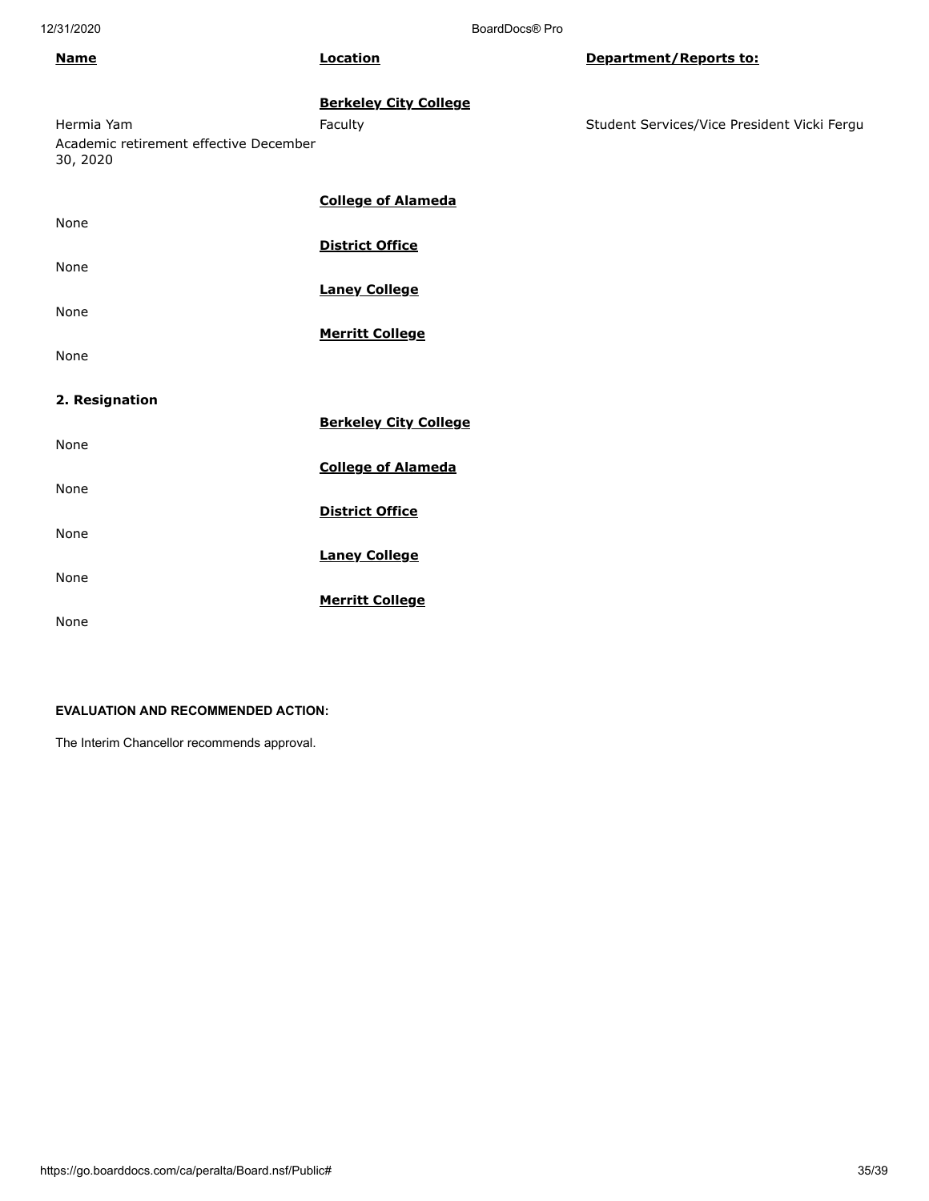| **Name** | **Location** | **Department/Reports to:** |
|---|---|---|
| | **Berkeley City College** | |
| Hermia Yam<br>Academic retirement effective December 30, 2020 | Faculty | Student Services/Vice President Vicki Fergu |
| | **College of Alameda** | |
| None | | |
| | **District Office** | |
| None | | |
| | **Laney College** | |
| None | | |
| | **Merritt College** | |
| None | | |

**2. Resignation**

| | | |
|---|---|---|
| | **Berkeley City College** | |
| None | | |
| | **College of Alameda** | |
| None | | |
| | **District Office** | |
| None | | |
| | **Laney College** | |
| None | | |
| | **Merritt College** | |
| None | | |

**EVALUATION AND RECOMMENDED ACTION:**

The Interim Chancellor recommends approval.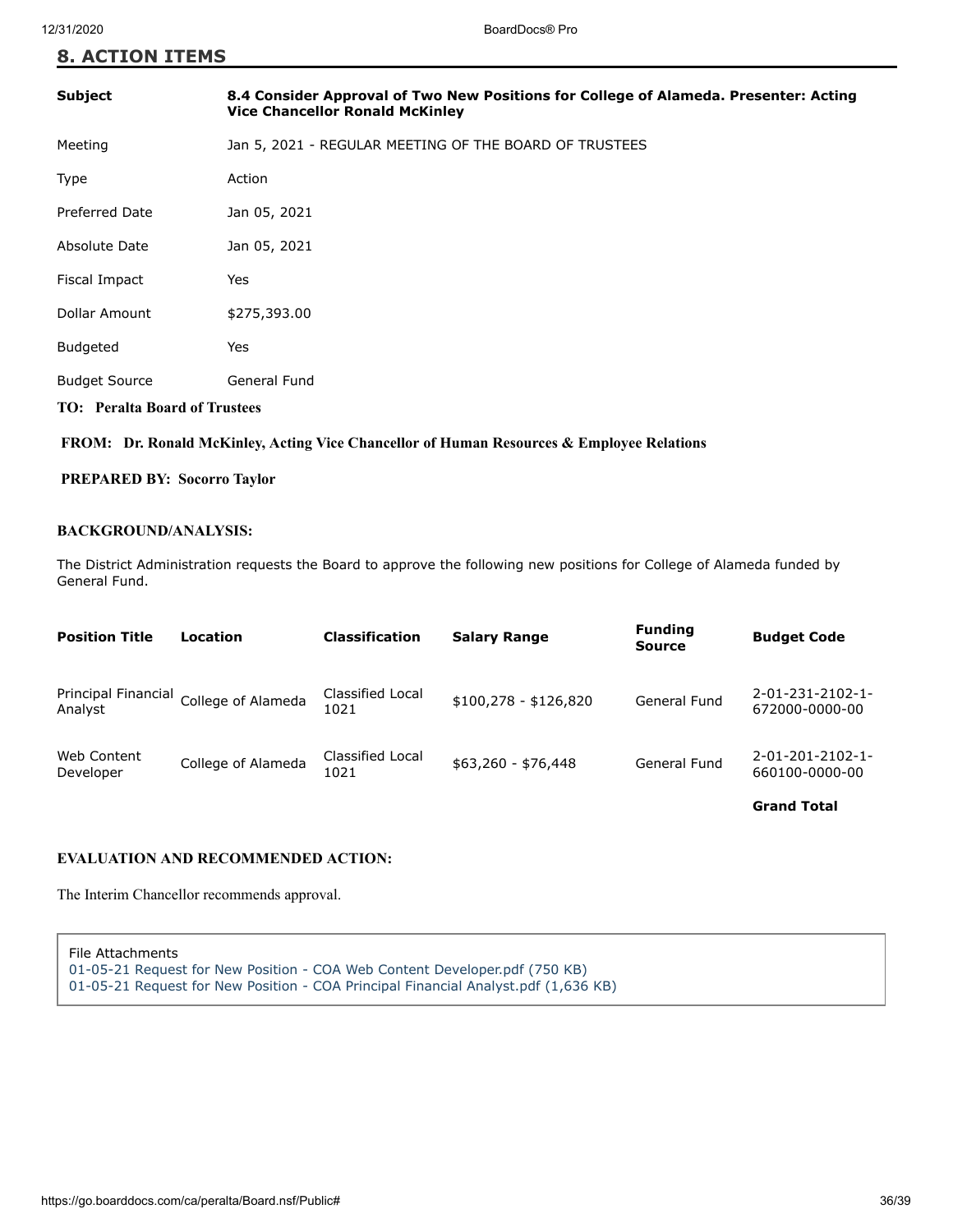## 8. ACTION ITEMS

| | |
|---|---|
| **Subject** | **8.4 Consider Approval of Two New Positions for College of Alameda. Presenter: Acting Vice Chancellor Ronald McKinley** |
| Meeting | Jan 5, 2021 - REGULAR MEETING OF THE BOARD OF TRUSTEES |
| Type | Action |
| Preferred Date | Jan 05, 2021 |
| Absolute Date | Jan 05, 2021 |
| Fiscal Impact | Yes |
| Dollar Amount | $275,393.00 |
| Budgeted | Yes |
| Budget Source | General Fund |

**TO: Peralta Board of Trustees**

**FROM: Dr. Ronald McKinley, Acting Vice Chancellor of Human Resources & Employee Relations**

**PREPARED BY: Socorro Taylor**

**BACKGROUND/ANALYSIS:**

The District Administration requests the Board to approve the following new positions for College of Alameda funded by General Fund.

| Position Title | Location | Classification | Salary Range | Funding Source | Budget Code |
|---|---|---|---|---|---|
| Principal Financial Analyst | College of Alameda | Classified Local 1021 | $100,278 - $126,820 | General Fund | 2-01-231-2102-1-672000-0000-00 |
| Web Content Developer | College of Alameda | Classified Local 1021 | $63,260 - $76,448 | General Fund | 2-01-201-2102-1-660100-0000-00 |
| | | | | | **Grand Total** |

**EVALUATION AND RECOMMENDED ACTION:**

The Interim Chancellor recommends approval.

File Attachments
01-05-21 Request for New Position - COA Web Content Developer.pdf (750 KB)
01-05-21 Request for New Position - COA Principal Financial Analyst.pdf (1,636 KB)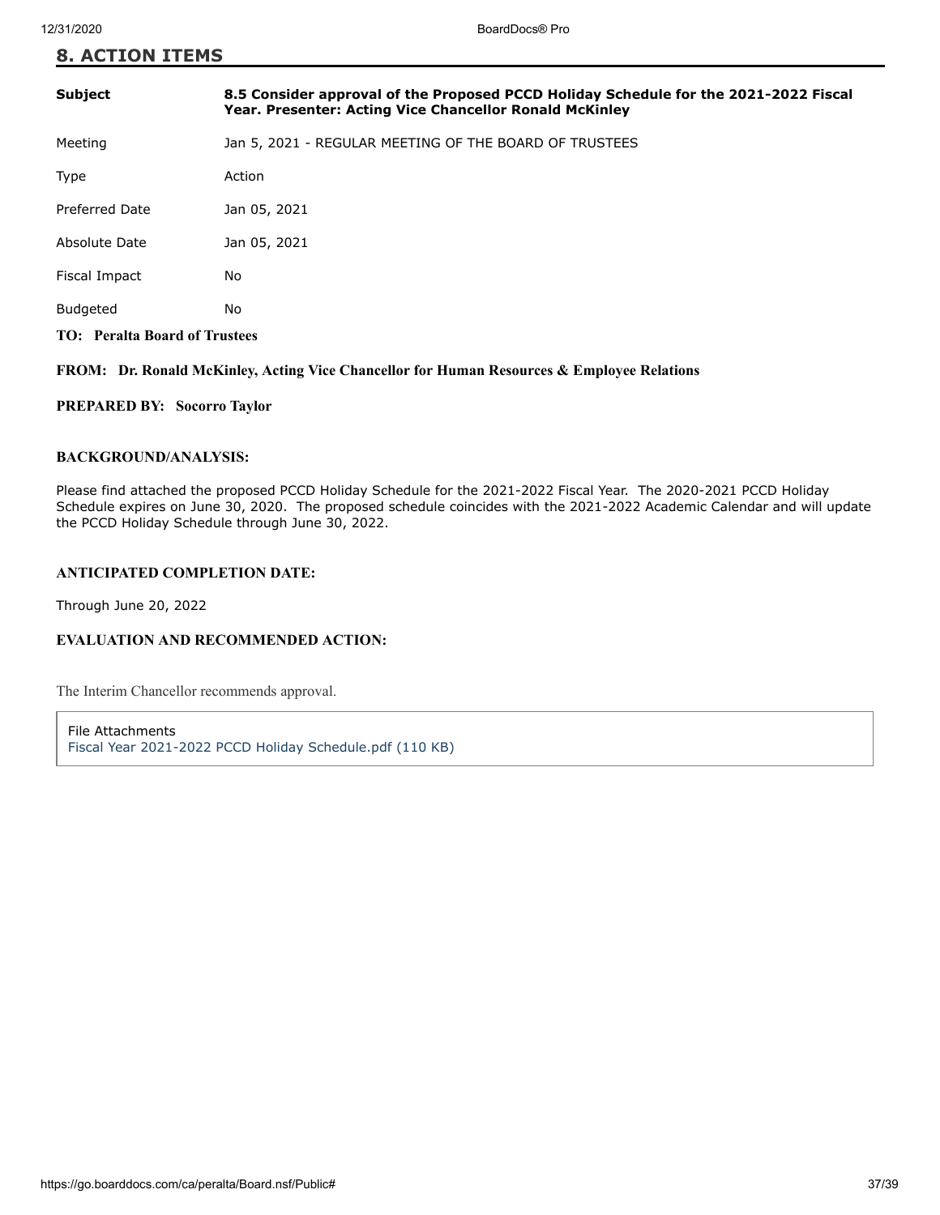## 8. ACTION ITEMS

| | |
|---|---|
| **Subject** | **8.5 Consider approval of the Proposed PCCD Holiday Schedule for the 2021-2022 Fiscal Year. Presenter: Acting Vice Chancellor Ronald McKinley** |
| Meeting | Jan 5, 2021 - REGULAR MEETING OF THE BOARD OF TRUSTEES |
| Type | Action |
| Preferred Date | Jan 05, 2021 |
| Absolute Date | Jan 05, 2021 |
| Fiscal Impact | No |
| Budgeted | No |

**TO: Peralta Board of Trustees**

**FROM: Dr. Ronald McKinley, Acting Vice Chancellor for Human Resources & Employee Relations**

**PREPARED BY: Socorro Taylor**

**BACKGROUND/ANALYSIS:**

Please find attached the proposed PCCD Holiday Schedule for the 2021-2022 Fiscal Year. The 2020-2021 PCCD Holiday Schedule expires on June 30, 2020. The proposed schedule coincides with the 2021-2022 Academic Calendar and will update the PCCD Holiday Schedule through June 30, 2022.

**ANTICIPATED COMPLETION DATE:**

Through June 20, 2022

**EVALUATION AND RECOMMENDED ACTION:**

The Interim Chancellor recommends approval.

File Attachments
Fiscal Year 2021-2022 PCCD Holiday Schedule.pdf (110 KB)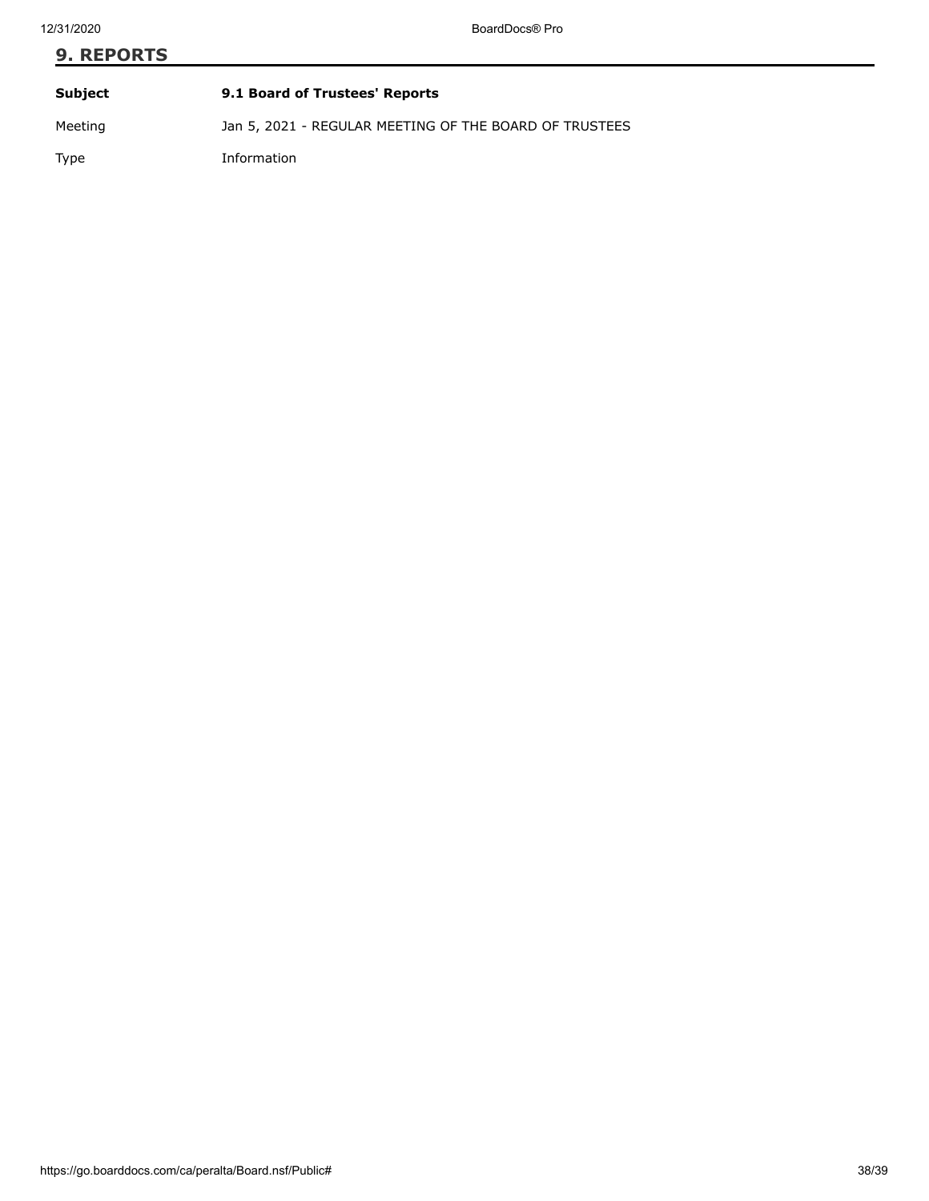## 9. REPORTS

| | |
|---|---|
| **Subject** | **9.1 Board of Trustees' Reports** |
| Meeting | Jan 5, 2021 - REGULAR MEETING OF THE BOARD OF TRUSTEES |
| Type | Information |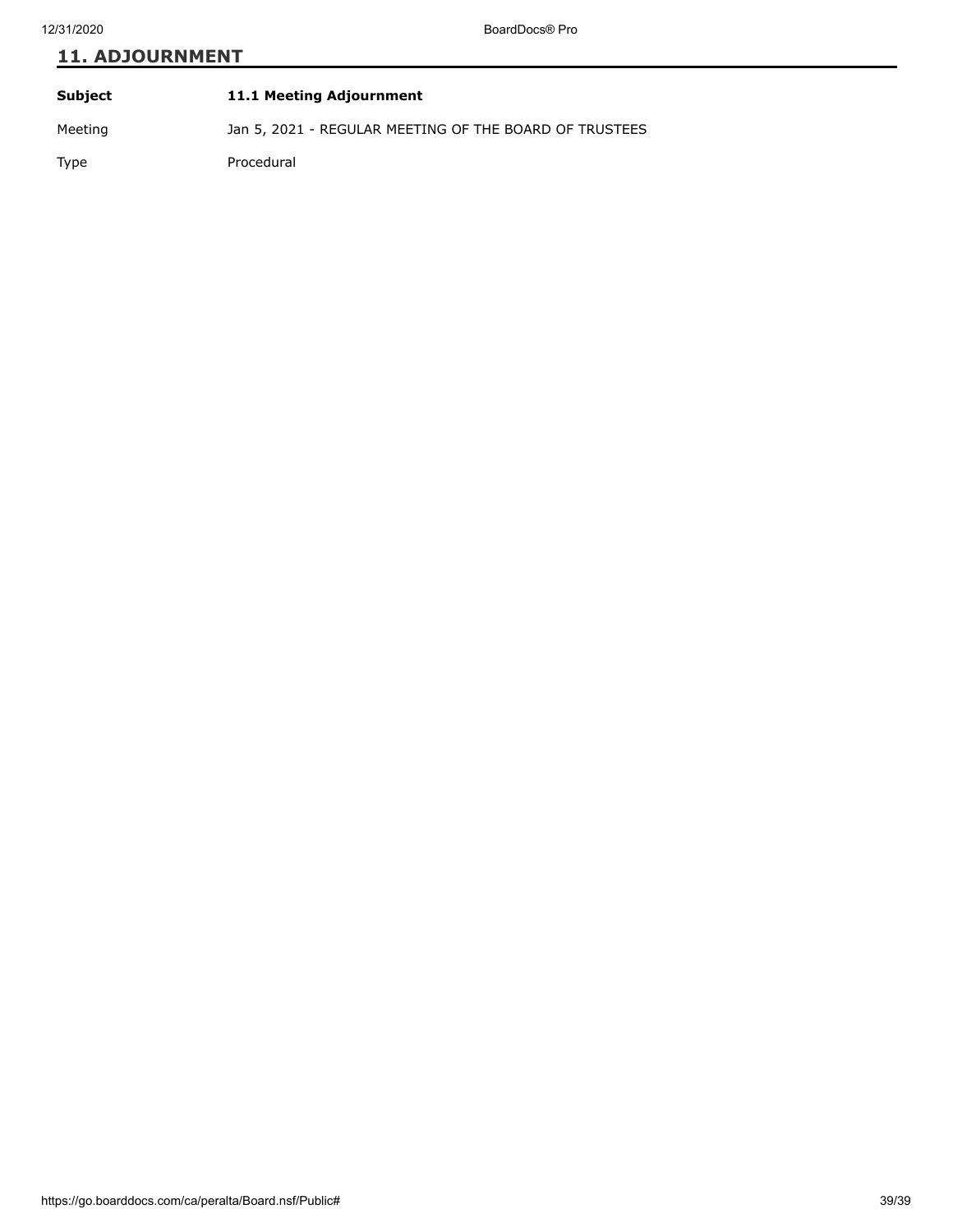## 11. ADJOURNMENT

| | |
|---|---|
| **Subject** | **11.1 Meeting Adjournment** |
| Meeting | Jan 5, 2021 - REGULAR MEETING OF THE BOARD OF TRUSTEES |
| Type | Procedural |